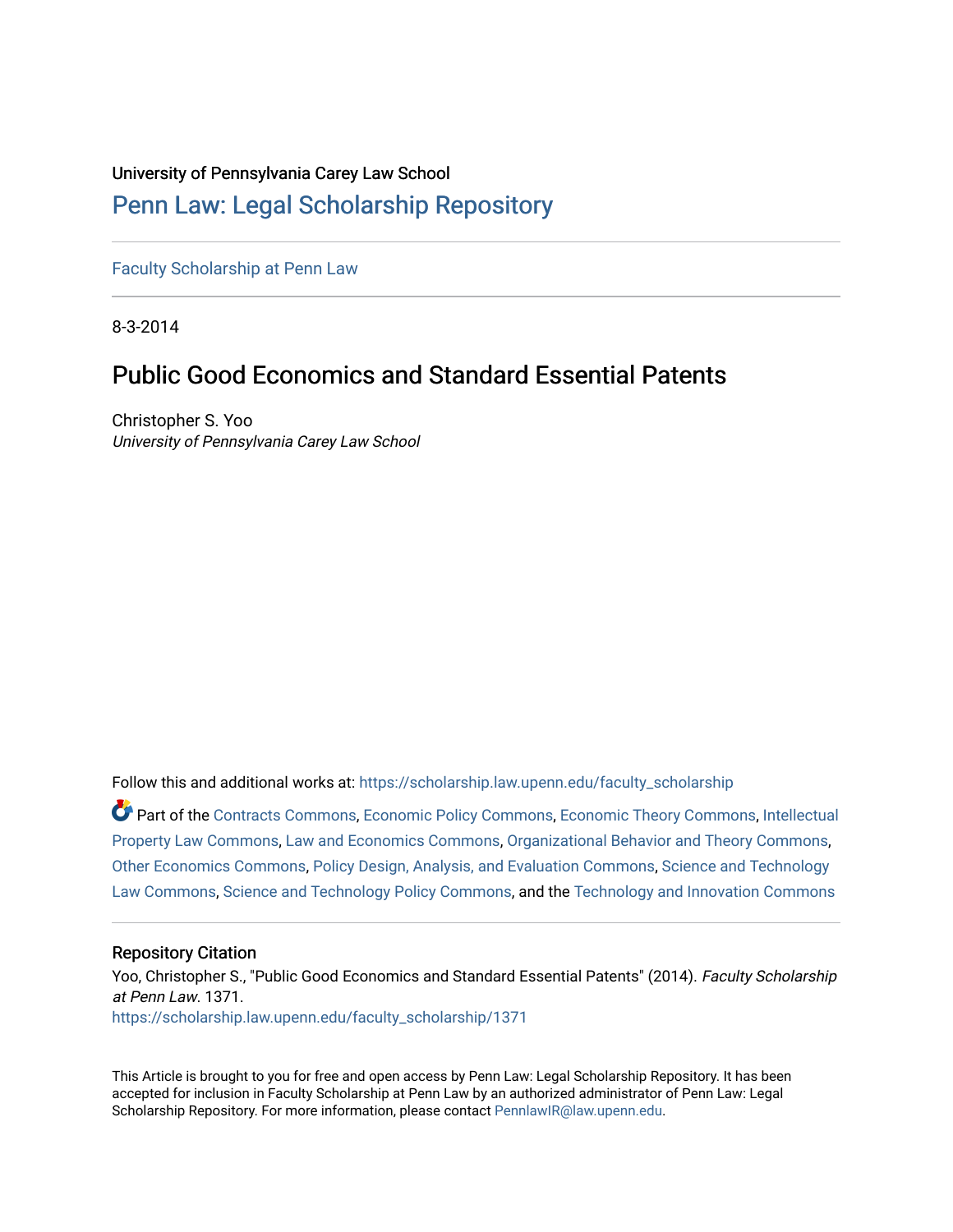University of Pennsylvania Carey Law School

# Penn Law: Legal Scholarship Repository

Faculty Scholarship at Penn Law

8-3-2014

## Public Good Economics and Standard Essential Patents

Christopher S. Yoo

*University of Pennsylvania Carey Law School*

Follow this and additional works at: https://scholarship.law.upenn.edu/faculty_scholarship

Part of the Contracts Commons, Economic Policy Commons, Economic Theory Commons, Intellectual Property Law Commons, Law and Economics Commons, Organizational Behavior and Theory Commons, Other Economics Commons, Policy Design, Analysis, and Evaluation Commons, Science and Technology Law Commons, Science and Technology Policy Commons, and the Technology and Innovation Commons

### Repository Citation

Yoo, Christopher S., "Public Good Economics and Standard Essential Patents" (2014). *Faculty Scholarship at Penn Law*. 1371.
https://scholarship.law.upenn.edu/faculty_scholarship/1371

This Article is brought to you for free and open access by Penn Law: Legal Scholarship Repository. It has been accepted for inclusion in Faculty Scholarship at Penn Law by an authorized administrator of Penn Law: Legal Scholarship Repository. For more information, please contact PennlawIR@law.upenn.edu.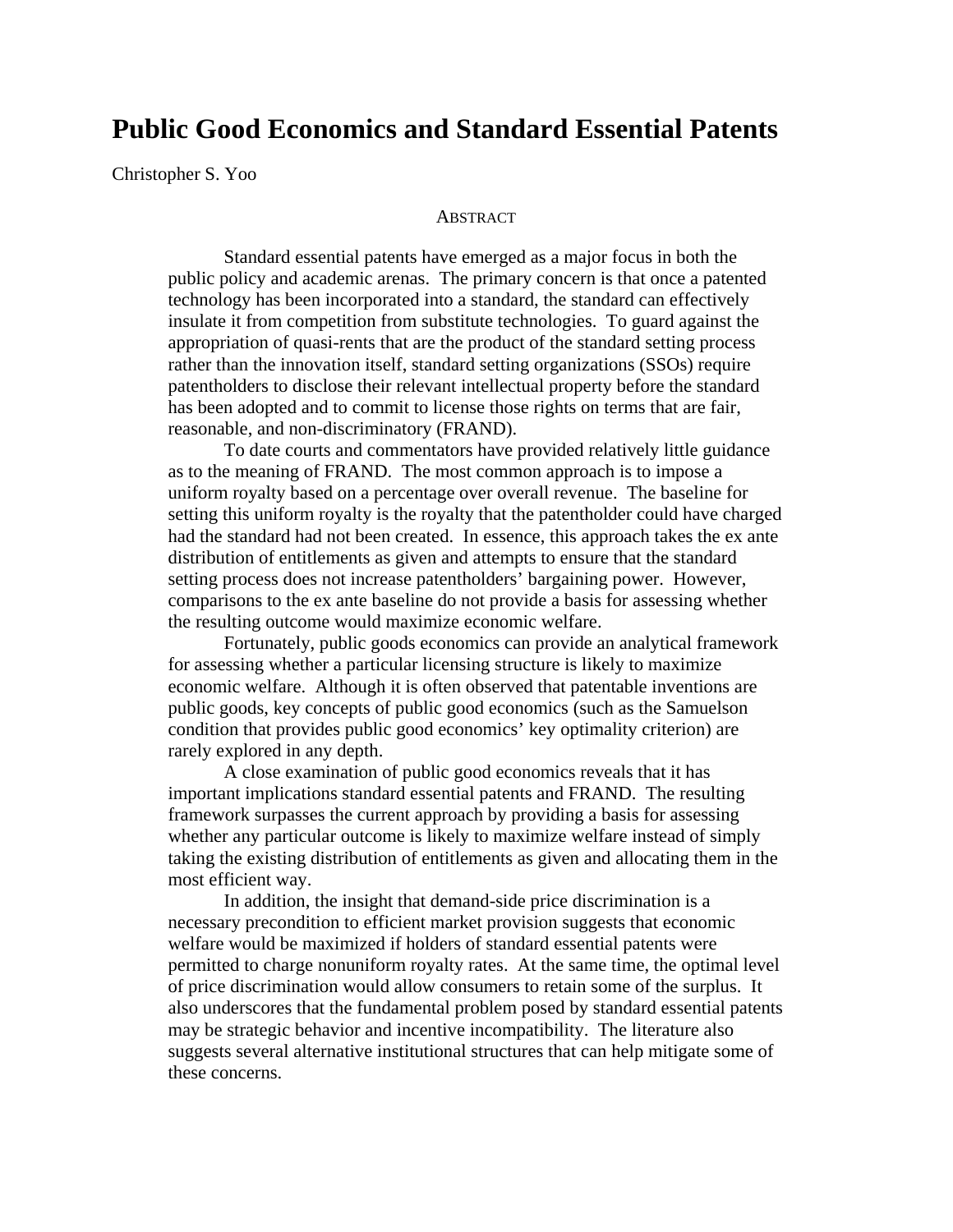# Public Good Economics and Standard Essential Patents

Christopher S. Yoo

ABSTRACT

Standard essential patents have emerged as a major focus in both the public policy and academic arenas. The primary concern is that once a patented technology has been incorporated into a standard, the standard can effectively insulate it from competition from substitute technologies. To guard against the appropriation of quasi-rents that are the product of the standard setting process rather than the innovation itself, standard setting organizations (SSOs) require patentholders to disclose their relevant intellectual property before the standard has been adopted and to commit to license those rights on terms that are fair, reasonable, and non-discriminatory (FRAND).

To date courts and commentators have provided relatively little guidance as to the meaning of FRAND. The most common approach is to impose a uniform royalty based on a percentage over overall revenue. The baseline for setting this uniform royalty is the royalty that the patentholder could have charged had the standard had not been created. In essence, this approach takes the ex ante distribution of entitlements as given and attempts to ensure that the standard setting process does not increase patentholders' bargaining power. However, comparisons to the ex ante baseline do not provide a basis for assessing whether the resulting outcome would maximize economic welfare.

Fortunately, public goods economics can provide an analytical framework for assessing whether a particular licensing structure is likely to maximize economic welfare. Although it is often observed that patentable inventions are public goods, key concepts of public good economics (such as the Samuelson condition that provides public good economics' key optimality criterion) are rarely explored in any depth.

A close examination of public good economics reveals that it has important implications standard essential patents and FRAND. The resulting framework surpasses the current approach by providing a basis for assessing whether any particular outcome is likely to maximize welfare instead of simply taking the existing distribution of entitlements as given and allocating them in the most efficient way.

In addition, the insight that demand-side price discrimination is a necessary precondition to efficient market provision suggests that economic welfare would be maximized if holders of standard essential patents were permitted to charge nonuniform royalty rates. At the same time, the optimal level of price discrimination would allow consumers to retain some of the surplus. It also underscores that the fundamental problem posed by standard essential patents may be strategic behavior and incentive incompatibility. The literature also suggests several alternative institutional structures that can help mitigate some of these concerns.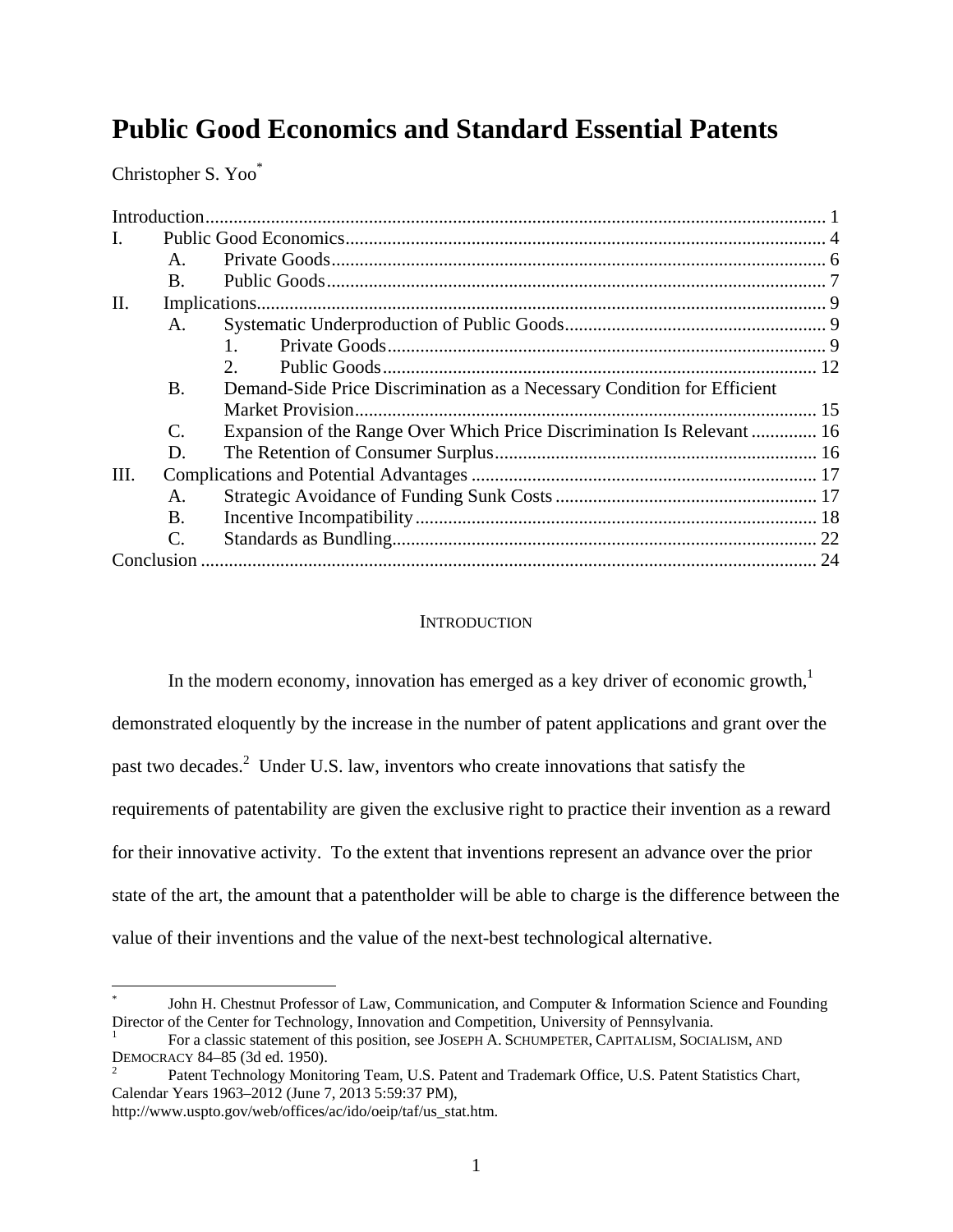# Public Good Economics and Standard Essential Patents

Christopher S. Yoo[*]

Introduction ... 1
I. Public Good Economics ... 4
  A. Private Goods ... 6
  B. Public Goods ... 7
II. Implications ... 9
  A. Systematic Underproduction of Public Goods ... 9
    1. Private Goods ... 9
    2. Public Goods ... 12
  B. Demand-Side Price Discrimination as a Necessary Condition for Efficient Market Provision ... 15
  C. Expansion of the Range Over Which Price Discrimination Is Relevant ... 16
  D. The Retention of Consumer Surplus ... 16
III. Complications and Potential Advantages ... 17
  A. Strategic Avoidance of Funding Sunk Costs ... 17
  B. Incentive Incompatibility ... 18
  C. Standards as Bundling ... 22
Conclusion ... 24

## INTRODUCTION

In the modern economy, innovation has emerged as a key driver of economic growth,[1] demonstrated eloquently by the increase in the number of patent applications and grant over the past two decades.[2] Under U.S. law, inventors who create innovations that satisfy the requirements of patentability are given the exclusive right to practice their invention as a reward for their innovative activity. To the extent that inventions represent an advance over the prior state of the art, the amount that a patentholder will be able to charge is the difference between the value of their inventions and the value of the next-best technological alternative.

---

[*] John H. Chestnut Professor of Law, Communication, and Computer & Information Science and Founding Director of the Center for Technology, Innovation and Competition, University of Pennsylvania.

[1] For a classic statement of this position, see JOSEPH A. SCHUMPETER, CAPITALISM, SOCIALISM, AND DEMOCRACY 84–85 (3d ed. 1950).

[2] Patent Technology Monitoring Team, U.S. Patent and Trademark Office, U.S. Patent Statistics Chart, Calendar Years 1963–2012 (June 7, 2013 5:59:37 PM), http://www.uspto.gov/web/offices/ac/ido/oeip/taf/us_stat.htm.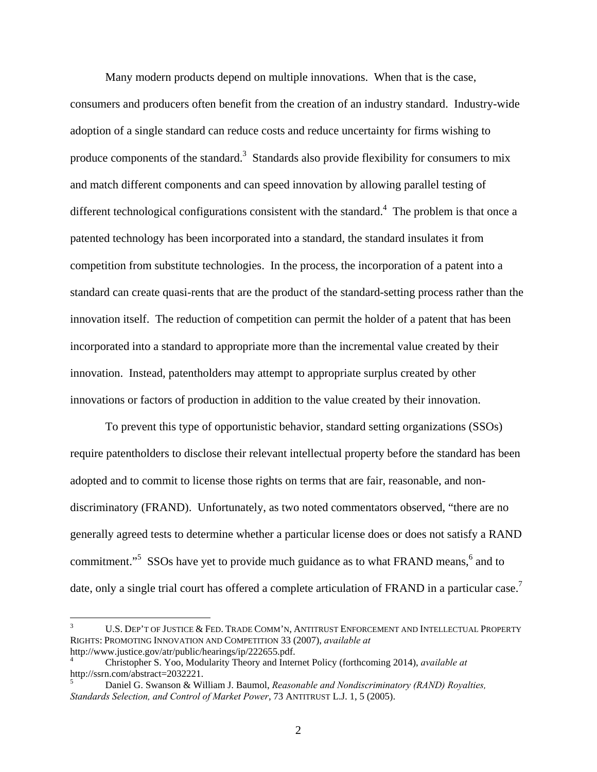Many modern products depend on multiple innovations. When that is the case, consumers and producers often benefit from the creation of an industry standard. Industry-wide adoption of a single standard can reduce costs and reduce uncertainty for firms wishing to produce components of the standard.[3] Standards also provide flexibility for consumers to mix and match different components and can speed innovation by allowing parallel testing of different technological configurations consistent with the standard.[4] The problem is that once a patented technology has been incorporated into a standard, the standard insulates it from competition from substitute technologies. In the process, the incorporation of a patent into a standard can create quasi-rents that are the product of the standard-setting process rather than the innovation itself. The reduction of competition can permit the holder of a patent that has been incorporated into a standard to appropriate more than the incremental value created by their innovation. Instead, patentholders may attempt to appropriate surplus created by other innovations or factors of production in addition to the value created by their innovation.

To prevent this type of opportunistic behavior, standard setting organizations (SSOs) require patentholders to disclose their relevant intellectual property before the standard has been adopted and to commit to license those rights on terms that are fair, reasonable, and non-discriminatory (FRAND). Unfortunately, as two noted commentators observed, "there are no generally agreed tests to determine whether a particular license does or does not satisfy a RAND commitment."[5] SSOs have yet to provide much guidance as to what FRAND means,[6] and to date, only a single trial court has offered a complete articulation of FRAND in a particular case.[7]

---

[3] U.S. DEP'T OF JUSTICE & FED. TRADE COMM'N, ANTITRUST ENFORCEMENT AND INTELLECTUAL PROPERTY RIGHTS: PROMOTING INNOVATION AND COMPETITION 33 (2007), *available at* http://www.justice.gov/atr/public/hearings/ip/222655.pdf.

[4] Christopher S. Yoo, Modularity Theory and Internet Policy (forthcoming 2014), *available at* http://ssrn.com/abstract=2032221.

[5] Daniel G. Swanson & William J. Baumol, *Reasonable and Nondiscriminatory (RAND) Royalties, Standards Selection, and Control of Market Power*, 73 ANTITRUST L.J. 1, 5 (2005).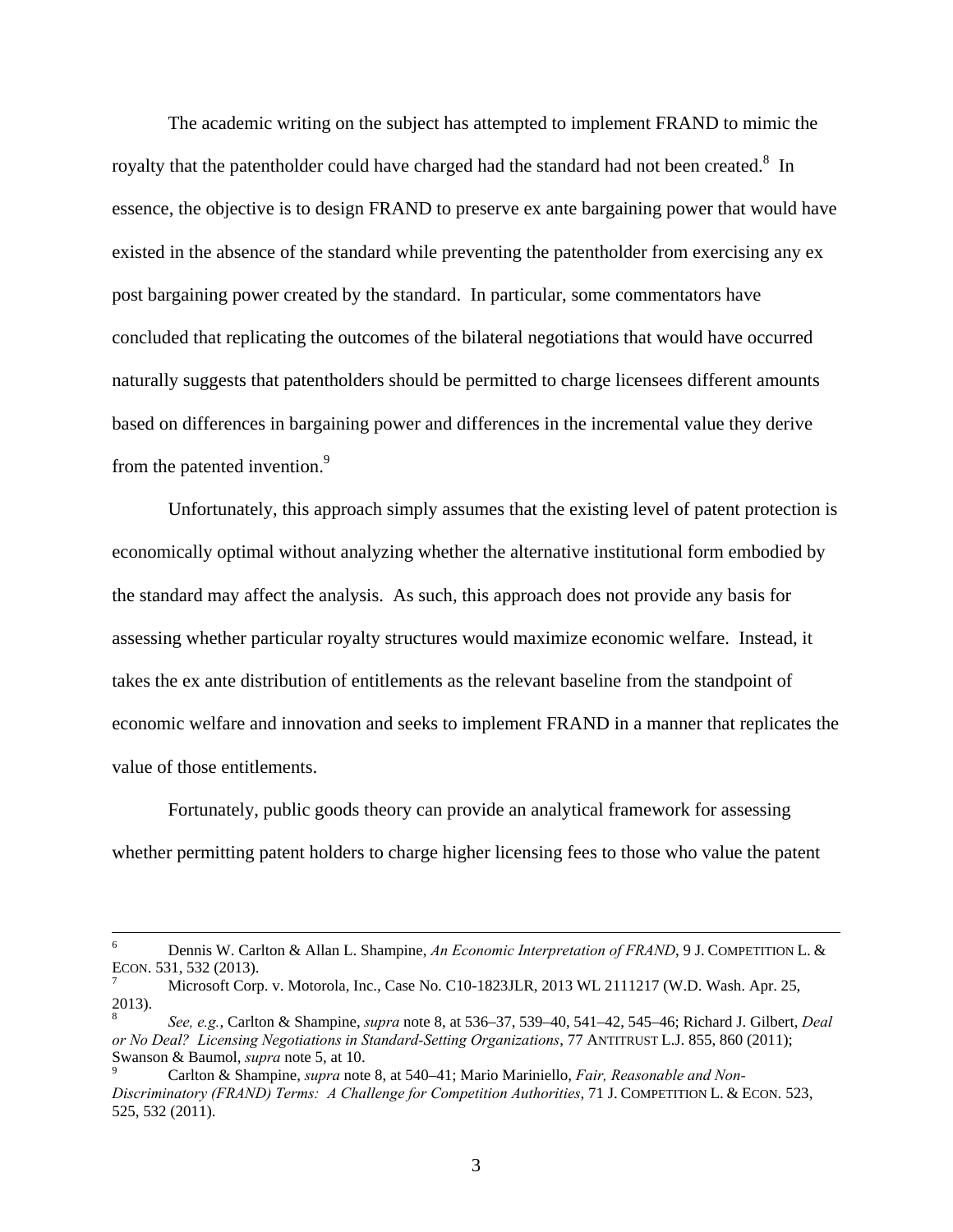The academic writing on the subject has attempted to implement FRAND to mimic the royalty that the patentholder could have charged had the standard had not been created.[8] In essence, the objective is to design FRAND to preserve ex ante bargaining power that would have existed in the absence of the standard while preventing the patentholder from exercising any ex post bargaining power created by the standard. In particular, some commentators have concluded that replicating the outcomes of the bilateral negotiations that would have occurred naturally suggests that patentholders should be permitted to charge licensees different amounts based on differences in bargaining power and differences in the incremental value they derive from the patented invention.[9]

Unfortunately, this approach simply assumes that the existing level of patent protection is economically optimal without analyzing whether the alternative institutional form embodied by the standard may affect the analysis. As such, this approach does not provide any basis for assessing whether particular royalty structures would maximize economic welfare. Instead, it takes the ex ante distribution of entitlements as the relevant baseline from the standpoint of economic welfare and innovation and seeks to implement FRAND in a manner that replicates the value of those entitlements.

Fortunately, public goods theory can provide an analytical framework for assessing whether permitting patent holders to charge higher licensing fees to those who value the patent

---

[6] Dennis W. Carlton & Allan L. Shampine, *An Economic Interpretation of FRAND*, 9 J. COMPETITION L. & ECON. 531, 532 (2013).

[7] Microsoft Corp. v. Motorola, Inc., Case No. C10-1823JLR, 2013 WL 2111217 (W.D. Wash. Apr. 25, 2013).

[8] *See, e.g.*, Carlton & Shampine, *supra* note 8, at 536–37, 539–40, 541–42, 545–46; Richard J. Gilbert, *Deal or No Deal? Licensing Negotiations in Standard-Setting Organizations*, 77 ANTITRUST L.J. 855, 860 (2011); Swanson & Baumol, *supra* note 5, at 10.

[9] Carlton & Shampine, *supra* note 8, at 540–41; Mario Mariniello, *Fair, Reasonable and Non-Discriminatory (FRAND) Terms: A Challenge for Competition Authorities*, 71 J. COMPETITION L. & ECON. 523, 525, 532 (2011).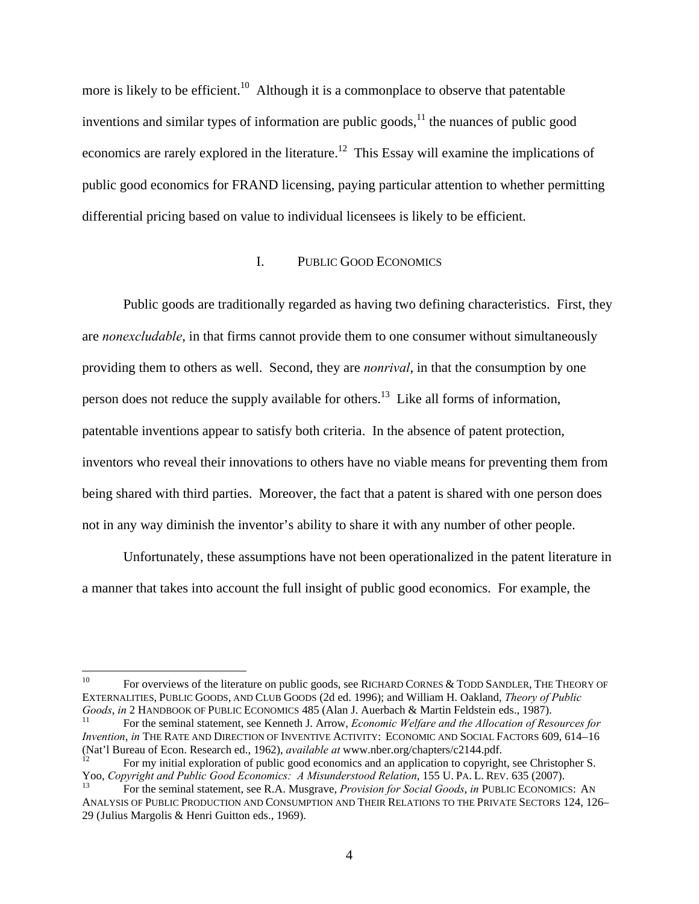more is likely to be efficient.[10] Although it is a commonplace to observe that patentable inventions and similar types of information are public goods,[11] the nuances of public good economics are rarely explored in the literature.[12] This Essay will examine the implications of public good economics for FRAND licensing, paying particular attention to whether permitting differential pricing based on value to individual licensees is likely to be efficient.

## I. PUBLIC GOOD ECONOMICS

Public goods are traditionally regarded as having two defining characteristics. First, they are *nonexcludable*, in that firms cannot provide them to one consumer without simultaneously providing them to others as well. Second, they are *nonrival*, in that the consumption by one person does not reduce the supply available for others.[13] Like all forms of information, patentable inventions appear to satisfy both criteria. In the absence of patent protection, inventors who reveal their innovations to others have no viable means for preventing them from being shared with third parties. Moreover, the fact that a patent is shared with one person does not in any way diminish the inventor's ability to share it with any number of other people.

Unfortunately, these assumptions have not been operationalized in the patent literature in a manner that takes into account the full insight of public good economics. For example, the

---

[10] For overviews of the literature on public goods, see RICHARD CORNES & TODD SANDLER, THE THEORY OF EXTERNALITIES, PUBLIC GOODS, AND CLUB GOODS (2d ed. 1996); and William H. Oakland, *Theory of Public Goods*, *in* 2 HANDBOOK OF PUBLIC ECONOMICS 485 (Alan J. Auerbach & Martin Feldstein eds., 1987).

[11] For the seminal statement, see Kenneth J. Arrow, *Economic Welfare and the Allocation of Resources for Invention*, *in* THE RATE AND DIRECTION OF INVENTIVE ACTIVITY: ECONOMIC AND SOCIAL FACTORS 609, 614–16 (Nat'l Bureau of Econ. Research ed., 1962), *available at* www.nber.org/chapters/c2144.pdf.

[12] For my initial exploration of public good economics and an application to copyright, see Christopher S. Yoo, *Copyright and Public Good Economics: A Misunderstood Relation*, 155 U. PA. L. REV. 635 (2007).

[13] For the seminal statement, see R.A. Musgrave, *Provision for Social Goods*, *in* PUBLIC ECONOMICS: AN ANALYSIS OF PUBLIC PRODUCTION AND CONSUMPTION AND THEIR RELATIONS TO THE PRIVATE SECTORS 124, 126–29 (Julius Margolis & Henri Guitton eds., 1969).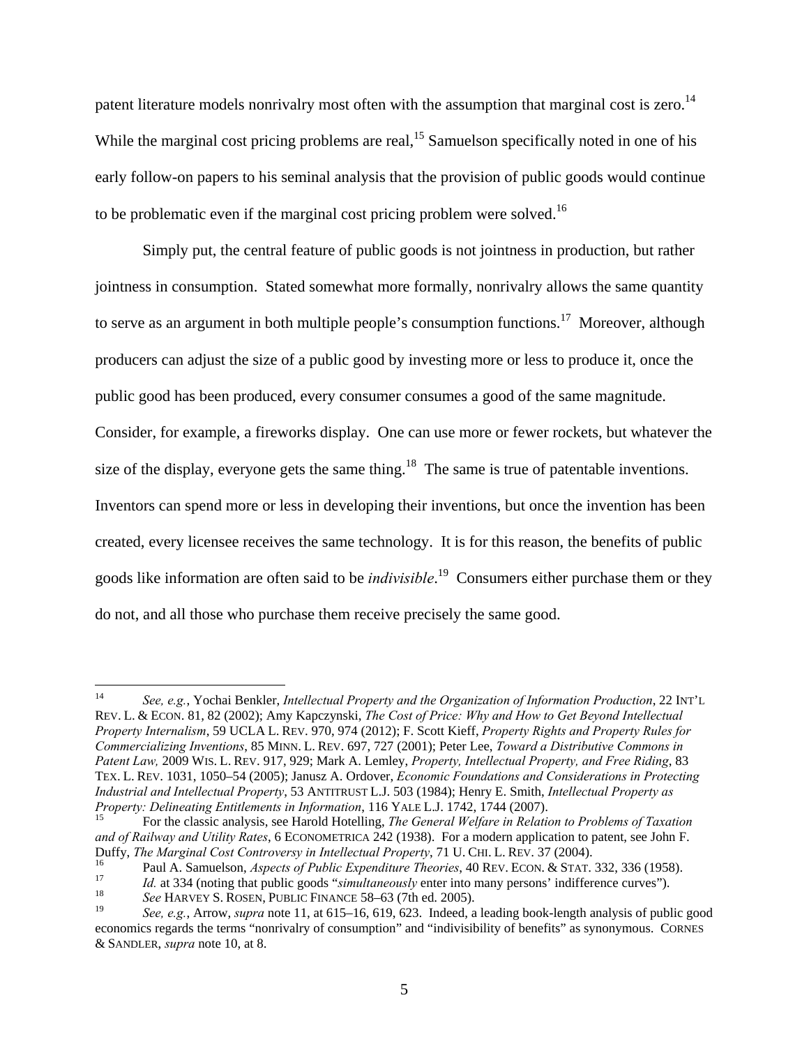patent literature models nonrivalry most often with the assumption that marginal cost is zero.[14] While the marginal cost pricing problems are real,[15] Samuelson specifically noted in one of his early follow-on papers to his seminal analysis that the provision of public goods would continue to be problematic even if the marginal cost pricing problem were solved.[16]

Simply put, the central feature of public goods is not jointness in production, but rather jointness in consumption. Stated somewhat more formally, nonrivalry allows the same quantity to serve as an argument in both multiple people's consumption functions.[17] Moreover, although producers can adjust the size of a public good by investing more or less to produce it, once the public good has been produced, every consumer consumes a good of the same magnitude. Consider, for example, a fireworks display. One can use more or fewer rockets, but whatever the size of the display, everyone gets the same thing.[18] The same is true of patentable inventions. Inventors can spend more or less in developing their inventions, but once the invention has been created, every licensee receives the same technology. It is for this reason, the benefits of public goods like information are often said to be *indivisible*.[19] Consumers either purchase them or they do not, and all those who purchase them receive precisely the same good.

---

[14] *See, e.g.*, Yochai Benkler, *Intellectual Property and the Organization of Information Production*, 22 INT'L REV. L. & ECON. 81, 82 (2002); Amy Kapczynski, *The Cost of Price: Why and How to Get Beyond Intellectual Property Internalism*, 59 UCLA L. REV. 970, 974 (2012); F. Scott Kieff, *Property Rights and Property Rules for Commercializing Inventions*, 85 MINN. L. REV. 697, 727 (2001); Peter Lee, *Toward a Distributive Commons in Patent Law,* 2009 WIS. L. REV. 917, 929; Mark A. Lemley, *Property, Intellectual Property, and Free Riding*, 83 TEX. L. REV. 1031, 1050–54 (2005); Janusz A. Ordover, *Economic Foundations and Considerations in Protecting Industrial and Intellectual Property*, 53 ANTITRUST L.J. 503 (1984); Henry E. Smith, *Intellectual Property as Property: Delineating Entitlements in Information*, 116 YALE L.J. 1742, 1744 (2007).

[15] For the classic analysis, see Harold Hotelling, *The General Welfare in Relation to Problems of Taxation and of Railway and Utility Rates*, 6 ECONOMETRICA 242 (1938). For a modern application to patent, see John F. Duffy, *The Marginal Cost Controversy in Intellectual Property*, 71 U. CHI. L. REV. 37 (2004).

[16] Paul A. Samuelson, *Aspects of Public Expenditure Theories*, 40 REV. ECON. & STAT. 332, 336 (1958).

[17] *Id.* at 334 (noting that public goods "*simultaneously* enter into many persons' indifference curves").

[18] *See* HARVEY S. ROSEN, PUBLIC FINANCE 58–63 (7th ed. 2005).

[19] *See, e.g.*, Arrow, *supra* note 11, at 615–16, 619, 623. Indeed, a leading book-length analysis of public good economics regards the terms "nonrivalry of consumption" and "indivisibility of benefits" as synonymous. CORNES & SANDLER, *supra* note 10, at 8.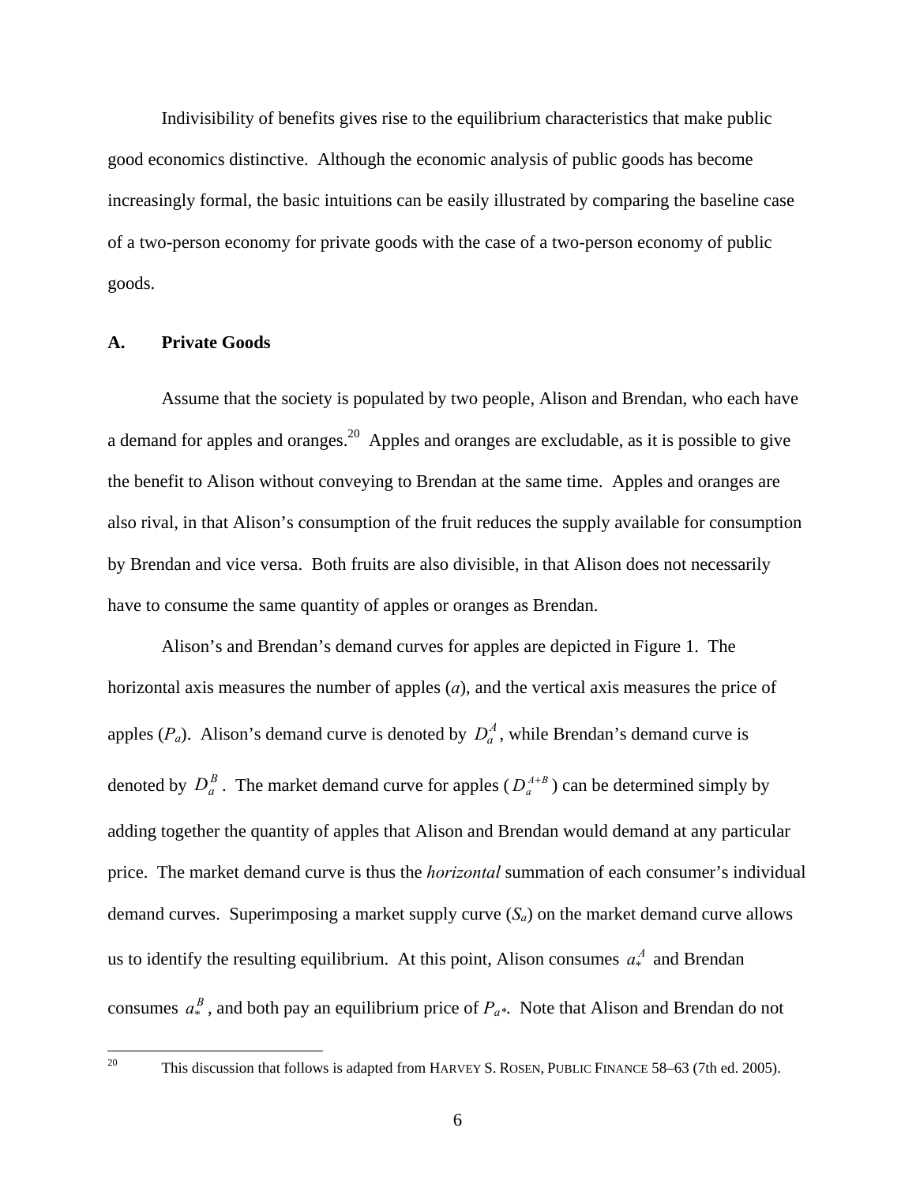Indivisibility of benefits gives rise to the equilibrium characteristics that make public good economics distinctive. Although the economic analysis of public goods has become increasingly formal, the basic intuitions can be easily illustrated by comparing the baseline case of a two-person economy for private goods with the case of a two-person economy of public goods.

## A. Private Goods

Assume that the society is populated by two people, Alison and Brendan, who each have a demand for apples and oranges.[20] Apples and oranges are excludable, as it is possible to give the benefit to Alison without conveying to Brendan at the same time. Apples and oranges are also rival, in that Alison's consumption of the fruit reduces the supply available for consumption by Brendan and vice versa. Both fruits are also divisible, in that Alison does not necessarily have to consume the same quantity of apples or oranges as Brendan.

Alison's and Brendan's demand curves for apples are depicted in Figure 1. The horizontal axis measures the number of apples ($a$), and the vertical axis measures the price of apples ($P_a$). Alison's demand curve is denoted by $D_a^A$, while Brendan's demand curve is denoted by $D_a^B$. The market demand curve for apples ($D_a^{A+B}$) can be determined simply by adding together the quantity of apples that Alison and Brendan would demand at any particular price. The market demand curve is thus the *horizontal* summation of each consumer's individual demand curves. Superimposing a market supply curve ($S_a$) on the market demand curve allows us to identify the resulting equilibrium. At this point, Alison consumes $a_*^A$ and Brendan consumes $a_*^B$, and both pay an equilibrium price of $P_{a*}$. Note that Alison and Brendan do not

[20] This discussion that follows is adapted from HARVEY S. ROSEN, PUBLIC FINANCE 58–63 (7th ed. 2005).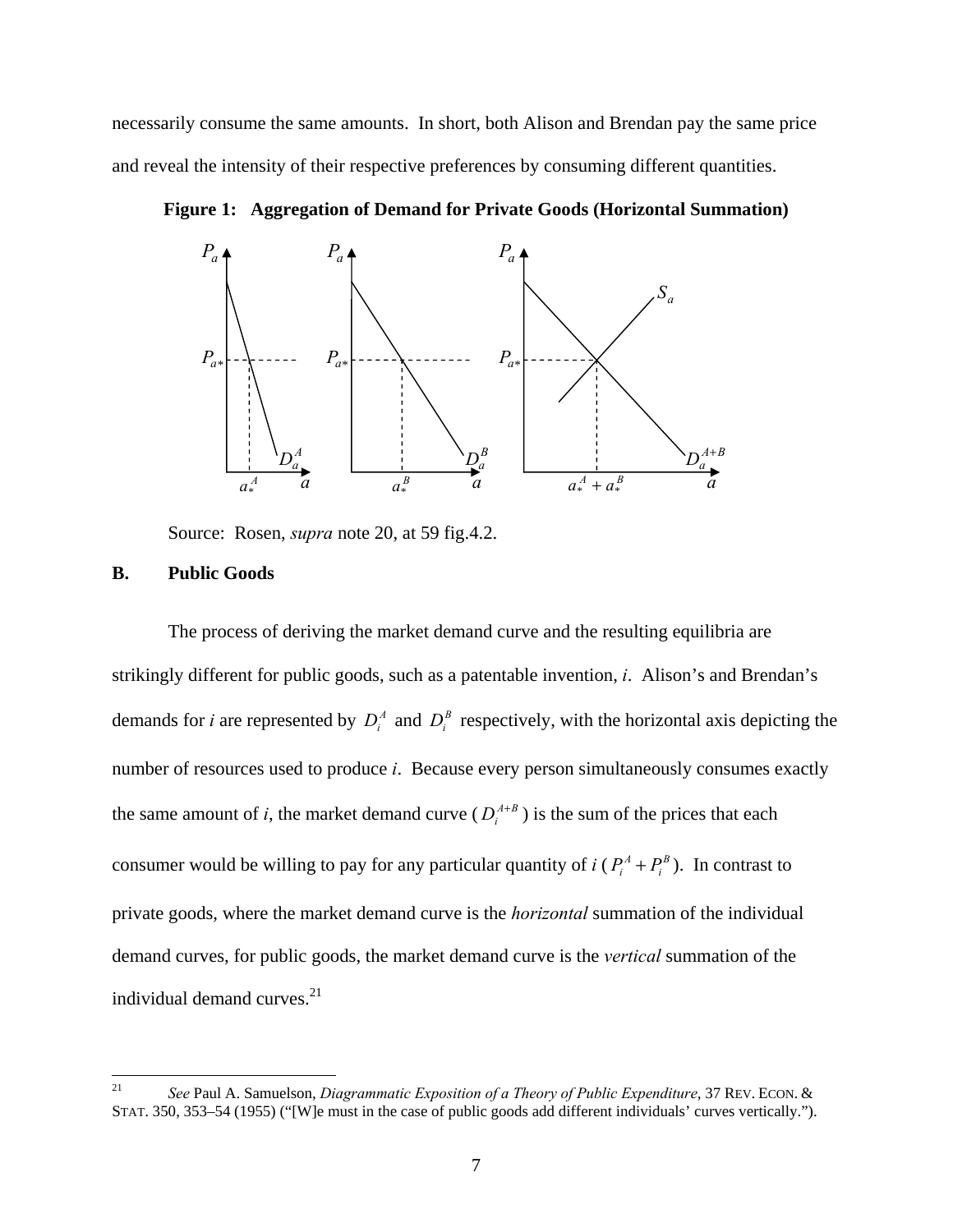necessarily consume the same amounts. In short, both Alison and Brendan pay the same price and reveal the intensity of their respective preferences by consuming different quantities.

**Figure 1: Aggregation of Demand for Private Goods (Horizontal Summation)**

Source: Rosen, *supra* note 20, at 59 fig.4.2.

### B. Public Goods

The process of deriving the market demand curve and the resulting equilibria are strikingly different for public goods, such as a patentable invention, *i*. Alison's and Brendan's demands for *i* are represented by $D_i^A$ and $D_i^B$ respectively, with the horizontal axis depicting the number of resources used to produce *i*. Because every person simultaneously consumes exactly the same amount of *i*, the market demand curve ($D_i^{A+B}$) is the sum of the prices that each consumer would be willing to pay for any particular quantity of *i* ($P_i^A + P_i^B$). In contrast to private goods, where the market demand curve is the *horizontal* summation of the individual demand curves, for public goods, the market demand curve is the *vertical* summation of the individual demand curves.[21]

---

[21] *See* Paul A. Samuelson, *Diagrammatic Exposition of a Theory of Public Expenditure*, 37 REV. ECON. & STAT. 350, 353–54 (1955) ("[W]e must in the case of public goods add different individuals' curves vertically.").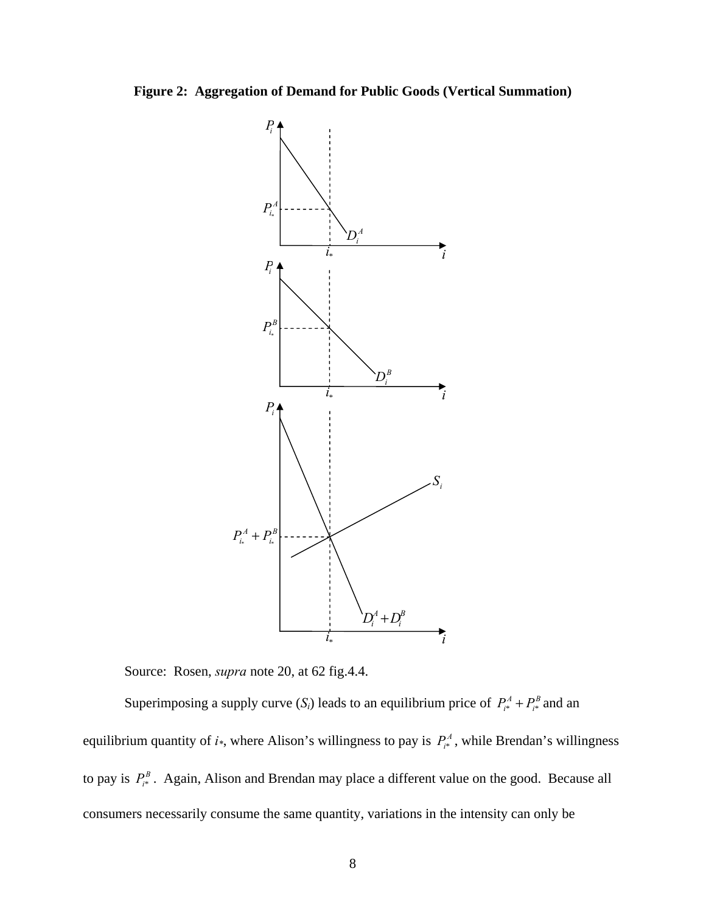**Figure 2: Aggregation of Demand for Public Goods (Vertical Summation)**

Source: Rosen, *supra* note 20, at 62 fig.4.4.

Superimposing a supply curve ($S_i$) leads to an equilibrium price of $P_{i*}^A + P_{i*}^B$ and an equilibrium quantity of $i_*$, where Alison's willingness to pay is $P_{i*}^A$, while Brendan's willingness to pay is $P_{i*}^B$. Again, Alison and Brendan may place a different value on the good. Because all consumers necessarily consume the same quantity, variations in the intensity can only be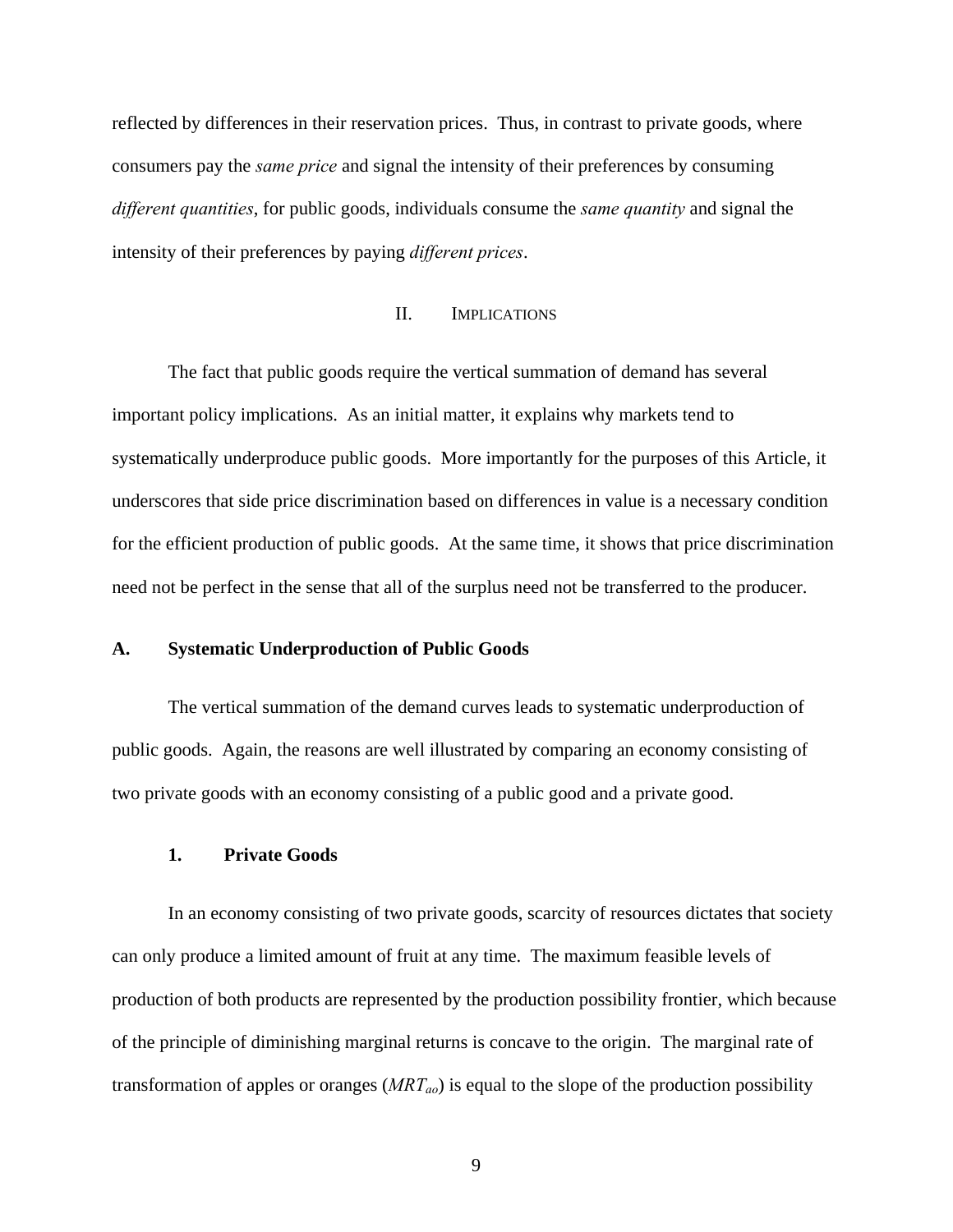reflected by differences in their reservation prices. Thus, in contrast to private goods, where consumers pay the *same price* and signal the intensity of their preferences by consuming *different quantities*, for public goods, individuals consume the *same quantity* and signal the intensity of their preferences by paying *different prices*.

## II. IMPLICATIONS

The fact that public goods require the vertical summation of demand has several important policy implications. As an initial matter, it explains why markets tend to systematically underproduce public goods. More importantly for the purposes of this Article, it underscores that side price discrimination based on differences in value is a necessary condition for the efficient production of public goods. At the same time, it shows that price discrimination need not be perfect in the sense that all of the surplus need not be transferred to the producer.

### A. Systematic Underproduction of Public Goods

The vertical summation of the demand curves leads to systematic underproduction of public goods. Again, the reasons are well illustrated by comparing an economy consisting of two private goods with an economy consisting of a public good and a private good.

#### 1. Private Goods

In an economy consisting of two private goods, scarcity of resources dictates that society can only produce a limited amount of fruit at any time. The maximum feasible levels of production of both products are represented by the production possibility frontier, which because of the principle of diminishing marginal returns is concave to the origin. The marginal rate of transformation of apples or oranges ($MRT_{ao}$) is equal to the slope of the production possibility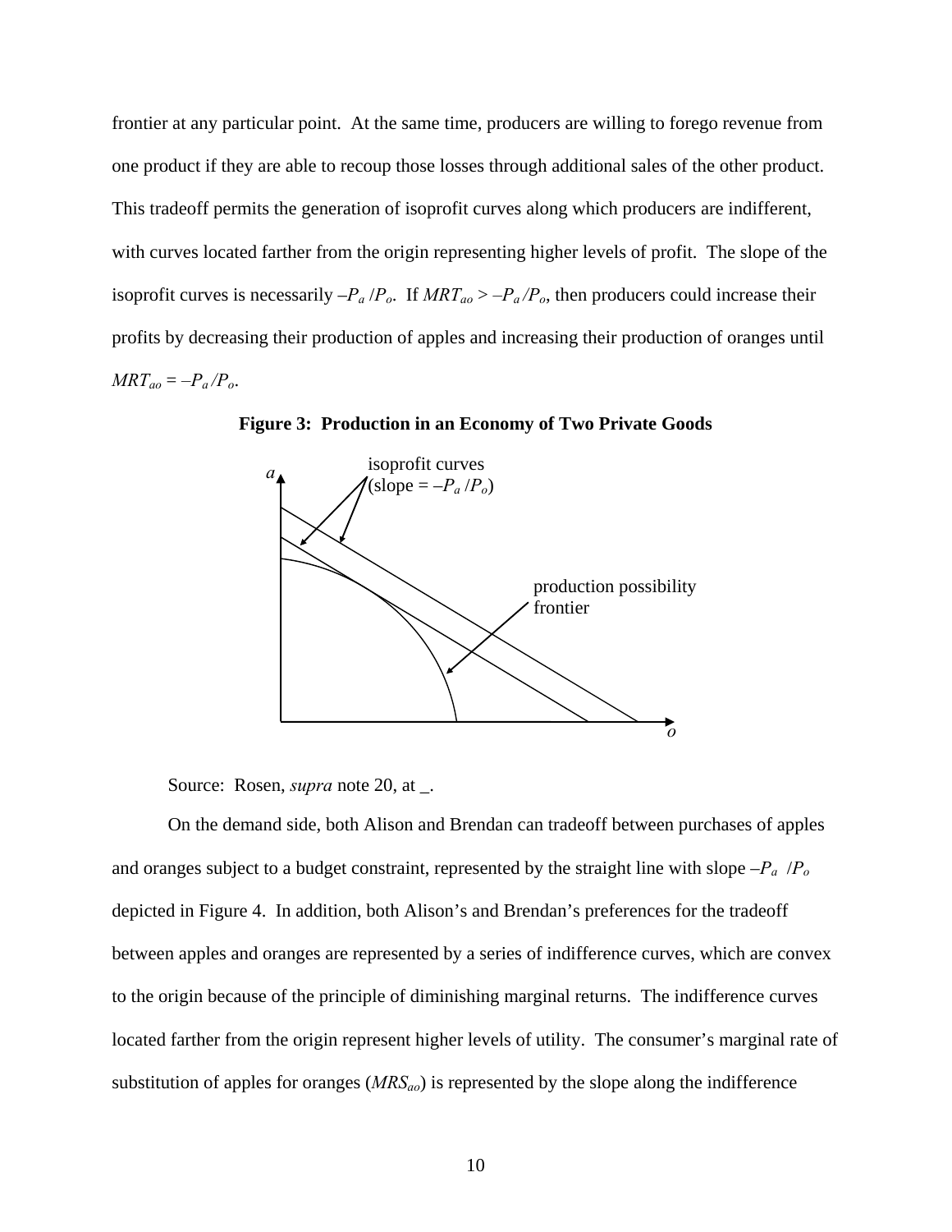frontier at any particular point. At the same time, producers are willing to forego revenue from one product if they are able to recoup those losses through additional sales of the other product. This tradeoff permits the generation of isoprofit curves along which producers are indifferent, with curves located farther from the origin representing higher levels of profit. The slope of the isoprofit curves is necessarily $-P_a/P_o$. If $MRT_{ao} > -P_a/P_o$, then producers could increase their profits by decreasing their production of apples and increasing their production of oranges until $MRT_{ao} = -P_a/P_o$.

**Figure 3: Production in an Economy of Two Private Goods**

Source: Rosen, *supra* note 20, at _.

On the demand side, both Alison and Brendan can tradeoff between purchases of apples and oranges subject to a budget constraint, represented by the straight line with slope $-P_a/P_o$ depicted in Figure 4. In addition, both Alison's and Brendan's preferences for the tradeoff between apples and oranges are represented by a series of indifference curves, which are convex to the origin because of the principle of diminishing marginal returns. The indifference curves located farther from the origin represent higher levels of utility. The consumer's marginal rate of substitution of apples for oranges ($MRS_{ao}$) is represented by the slope along the indifference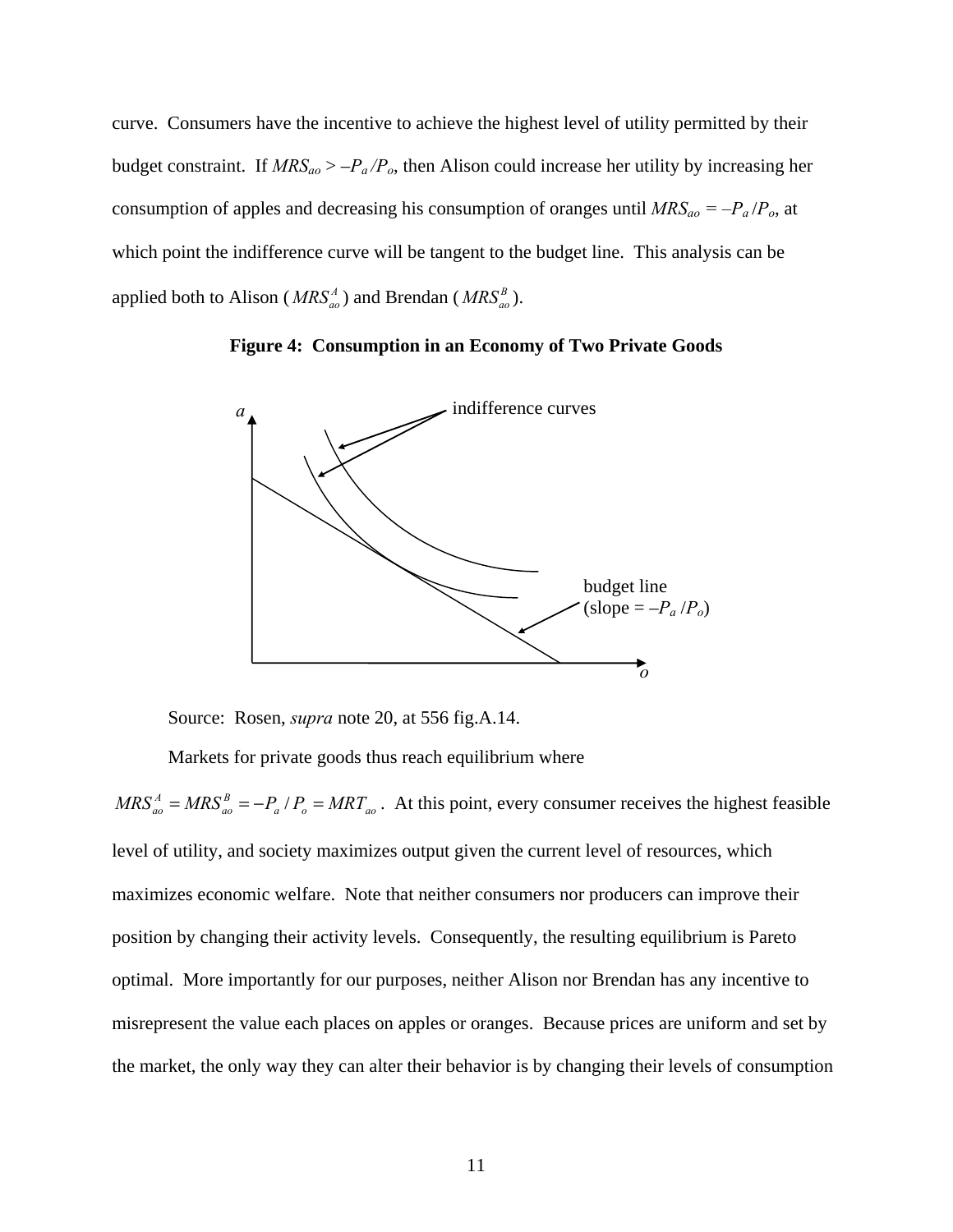curve. Consumers have the incentive to achieve the highest level of utility permitted by their budget constraint. If $MRS_{ao} > -P_a/P_o$, then Alison could increase her utility by increasing her consumption of apples and decreasing his consumption of oranges until $MRS_{ao} = -P_a/P_o$, at which point the indifference curve will be tangent to the budget line. This analysis can be applied both to Alison ($MRS^A_{ao}$) and Brendan ($MRS^B_{ao}$).

**Figure 4: Consumption in an Economy of Two Private Goods**

Source: Rosen, *supra* note 20, at 556 fig.A.14.

Markets for private goods thus reach equilibrium where $MRS^A_{ao} = MRS^B_{ao} = -P_a/P_o = MRT_{ao}$. At this point, every consumer receives the highest feasible level of utility, and society maximizes output given the current level of resources, which maximizes economic welfare. Note that neither consumers nor producers can improve their position by changing their activity levels. Consequently, the resulting equilibrium is Pareto optimal. More importantly for our purposes, neither Alison nor Brendan has any incentive to misrepresent the value each places on apples or oranges. Because prices are uniform and set by the market, the only way they can alter their behavior is by changing their levels of consumption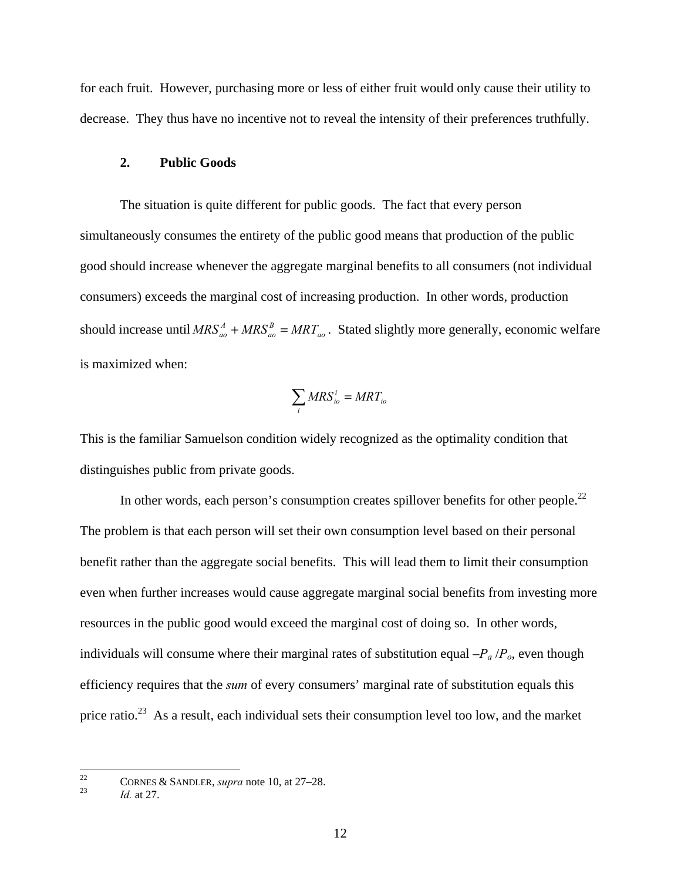for each fruit. However, purchasing more or less of either fruit would only cause their utility to decrease. They thus have no incentive not to reveal the intensity of their preferences truthfully.

### 2. Public Goods

The situation is quite different for public goods. The fact that every person simultaneously consumes the entirety of the public good means that production of the public good should increase whenever the aggregate marginal benefits to all consumers (not individual consumers) exceeds the marginal cost of increasing production. In other words, production should increase until $MRS_{ao}^{A} + MRS_{ao}^{B} = MRT_{ao}$. Stated slightly more generally, economic welfare is maximized when:

$$\sum_{i} MRS_{io}^{i} = MRT_{io}$$

This is the familiar Samuelson condition widely recognized as the optimality condition that distinguishes public from private goods.

In other words, each person's consumption creates spillover benefits for other people.[22] The problem is that each person will set their own consumption level based on their personal benefit rather than the aggregate social benefits. This will lead them to limit their consumption even when further increases would cause aggregate marginal social benefits from investing more resources in the public good would exceed the marginal cost of doing so. In other words, individuals will consume where their marginal rates of substitution equal $-P_a / P_o$, even though efficiency requires that the *sum* of every consumers' marginal rate of substitution equals this price ratio.[23] As a result, each individual sets their consumption level too low, and the market

---

[22] CORNES & SANDLER, *supra* note 10, at 27–28.

[23] *Id.* at 27.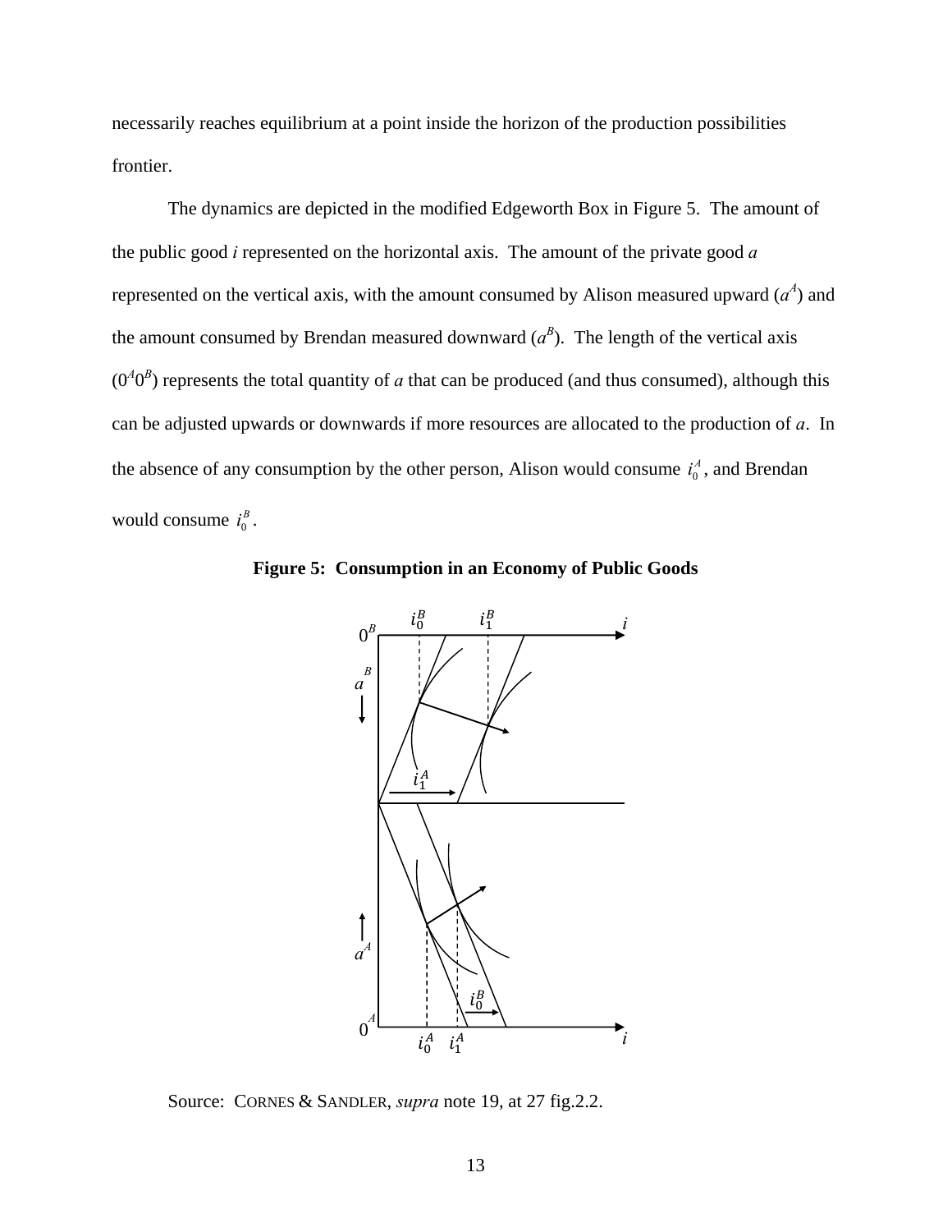necessarily reaches equilibrium at a point inside the horizon of the production possibilities frontier.

The dynamics are depicted in the modified Edgeworth Box in Figure 5. The amount of the public good *i* represented on the horizontal axis. The amount of the private good *a* represented on the vertical axis, with the amount consumed by Alison measured upward ($a^A$) and the amount consumed by Brendan measured downward ($a^B$). The length of the vertical axis ($0^A0^B$) represents the total quantity of *a* that can be produced (and thus consumed), although this can be adjusted upwards or downwards if more resources are allocated to the production of *a*. In the absence of any consumption by the other person, Alison would consume $i_0^A$, and Brendan would consume $i_0^B$.

**Figure 5: Consumption in an Economy of Public Goods**

Source: CORNES & SANDLER, *supra* note 19, at 27 fig.2.2.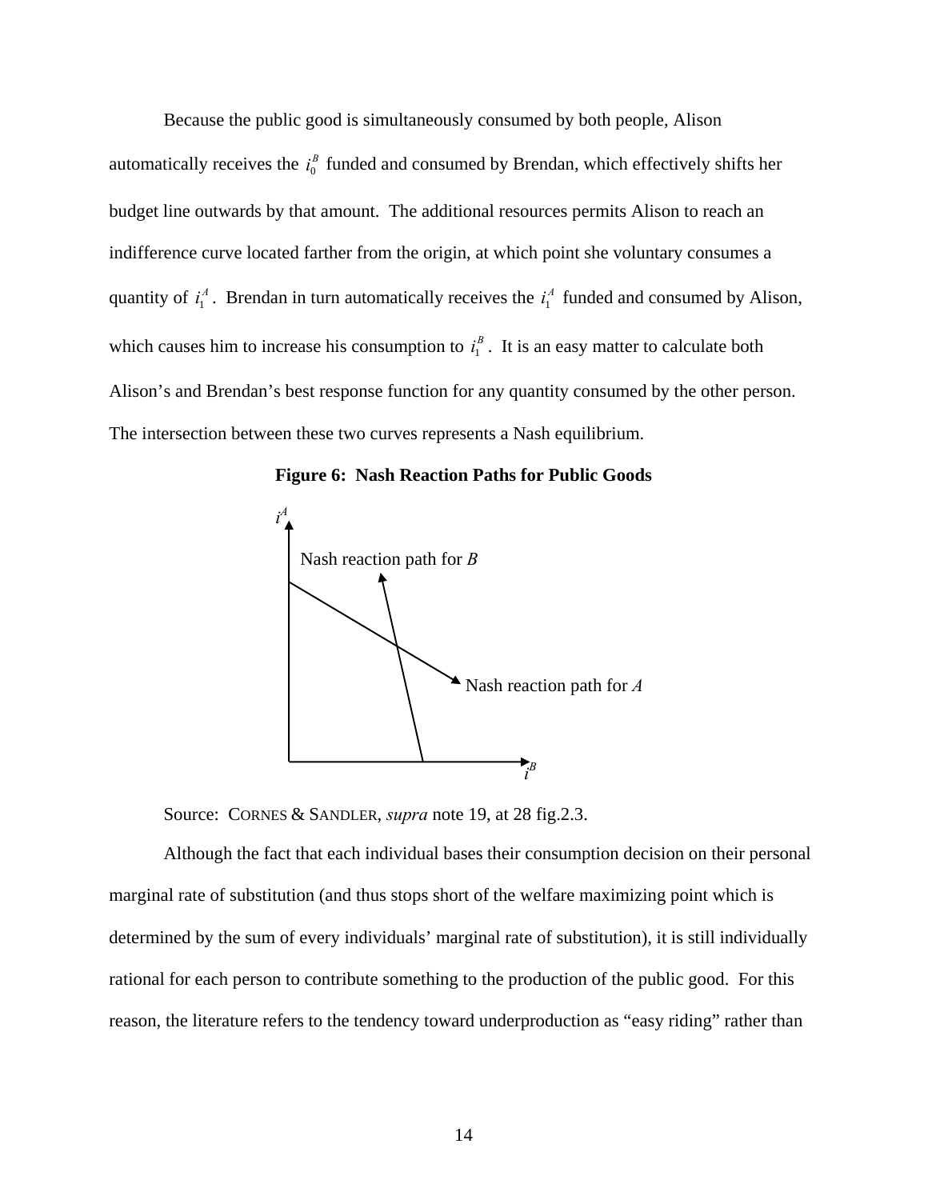Because the public good is simultaneously consumed by both people, Alison automatically receives the $i_0^B$ funded and consumed by Brendan, which effectively shifts her budget line outwards by that amount. The additional resources permits Alison to reach an indifference curve located farther from the origin, at which point she voluntary consumes a quantity of $i_1^A$. Brendan in turn automatically receives the $i_1^A$ funded and consumed by Alison, which causes him to increase his consumption to $i_1^B$. It is an easy matter to calculate both Alison's and Brendan's best response function for any quantity consumed by the other person. The intersection between these two curves represents a Nash equilibrium.

**Figure 6: Nash Reaction Paths for Public Goods**

Source: CORNES & SANDLER, *supra* note 19, at 28 fig.2.3.

Although the fact that each individual bases their consumption decision on their personal marginal rate of substitution (and thus stops short of the welfare maximizing point which is determined by the sum of every individuals' marginal rate of substitution), it is still individually rational for each person to contribute something to the production of the public good. For this reason, the literature refers to the tendency toward underproduction as "easy riding" rather than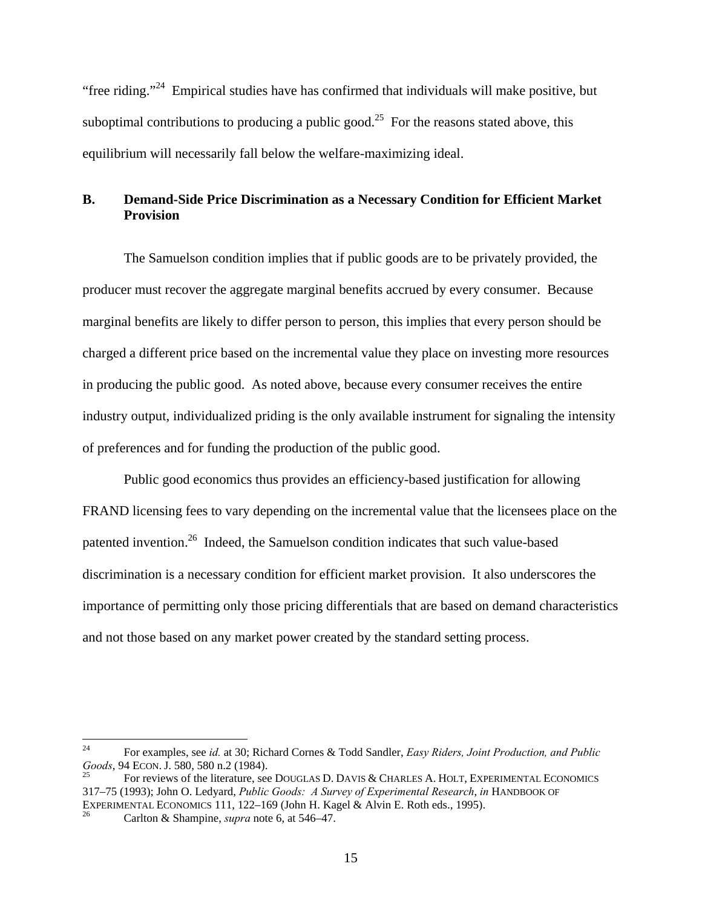"free riding."[24] Empirical studies have has confirmed that individuals will make positive, but suboptimal contributions to producing a public good.[25] For the reasons stated above, this equilibrium will necessarily fall below the welfare-maximizing ideal.

## B. Demand-Side Price Discrimination as a Necessary Condition for Efficient Market Provision

The Samuelson condition implies that if public goods are to be privately provided, the producer must recover the aggregate marginal benefits accrued by every consumer. Because marginal benefits are likely to differ person to person, this implies that every person should be charged a different price based on the incremental value they place on investing more resources in producing the public good. As noted above, because every consumer receives the entire industry output, individualized priding is the only available instrument for signaling the intensity of preferences and for funding the production of the public good.

Public good economics thus provides an efficiency-based justification for allowing FRAND licensing fees to vary depending on the incremental value that the licensees place on the patented invention.[26] Indeed, the Samuelson condition indicates that such value-based discrimination is a necessary condition for efficient market provision. It also underscores the importance of permitting only those pricing differentials that are based on demand characteristics and not those based on any market power created by the standard setting process.

---

[24] For examples, see *id.* at 30; Richard Cornes & Todd Sandler, *Easy Riders, Joint Production, and Public Goods*, 94 ECON. J. 580, 580 n.2 (1984).

[25] For reviews of the literature, see DOUGLAS D. DAVIS & CHARLES A. HOLT, EXPERIMENTAL ECONOMICS 317–75 (1993); John O. Ledyard, *Public Goods: A Survey of Experimental Research*, *in* HANDBOOK OF EXPERIMENTAL ECONOMICS 111, 122–169 (John H. Kagel & Alvin E. Roth eds., 1995).

[26] Carlton & Shampine, *supra* note 6, at 546–47.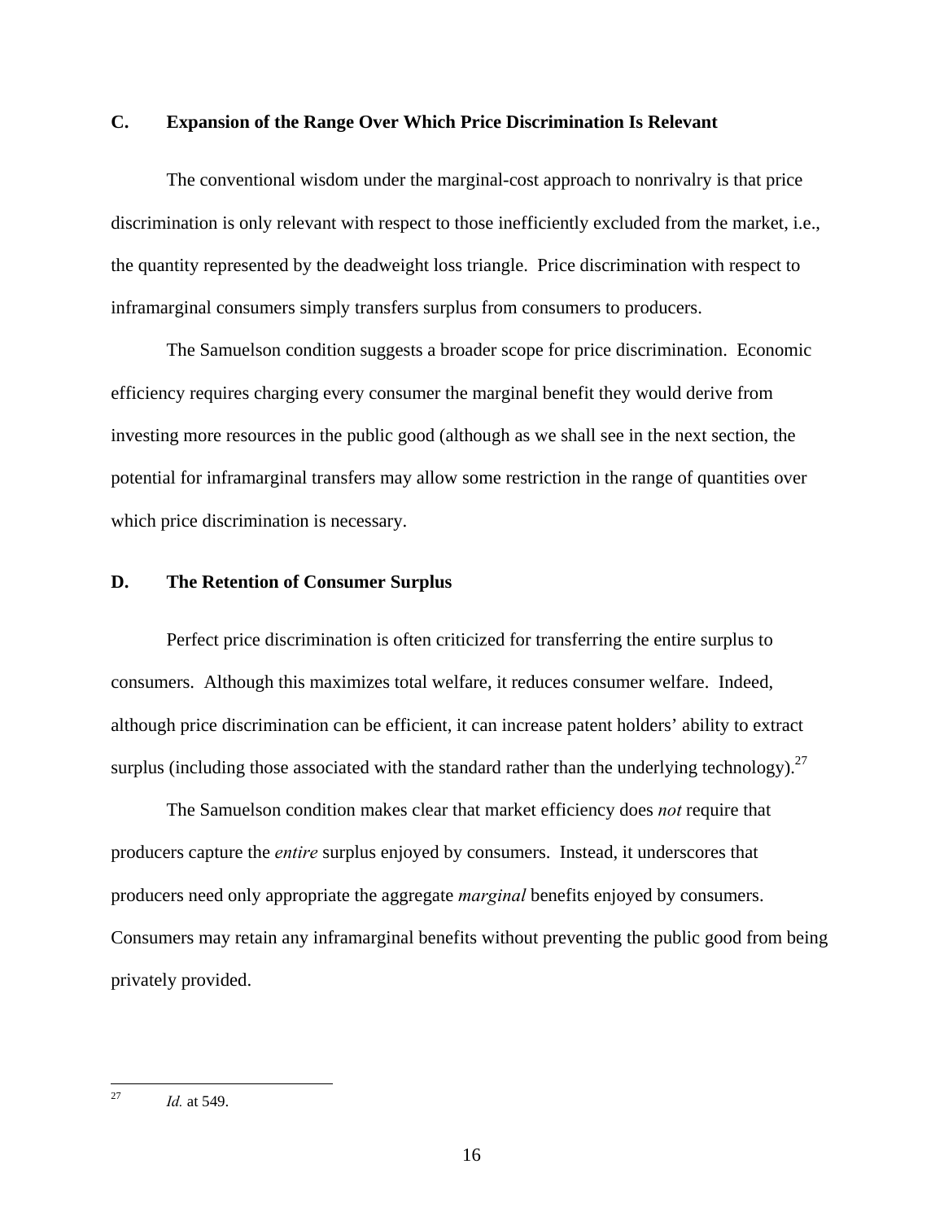### C. Expansion of the Range Over Which Price Discrimination Is Relevant

The conventional wisdom under the marginal-cost approach to nonrivalry is that price discrimination is only relevant with respect to those inefficiently excluded from the market, i.e., the quantity represented by the deadweight loss triangle. Price discrimination with respect to inframarginal consumers simply transfers surplus from consumers to producers.

The Samuelson condition suggests a broader scope for price discrimination. Economic efficiency requires charging every consumer the marginal benefit they would derive from investing more resources in the public good (although as we shall see in the next section, the potential for inframarginal transfers may allow some restriction in the range of quantities over which price discrimination is necessary.

### D. The Retention of Consumer Surplus

Perfect price discrimination is often criticized for transferring the entire surplus to consumers. Although this maximizes total welfare, it reduces consumer welfare. Indeed, although price discrimination can be efficient, it can increase patent holders' ability to extract surplus (including those associated with the standard rather than the underlying technology).[27]

The Samuelson condition makes clear that market efficiency does *not* require that producers capture the *entire* surplus enjoyed by consumers. Instead, it underscores that producers need only appropriate the aggregate *marginal* benefits enjoyed by consumers. Consumers may retain any inframarginal benefits without preventing the public good from being privately provided.

---

[27] *Id.* at 549.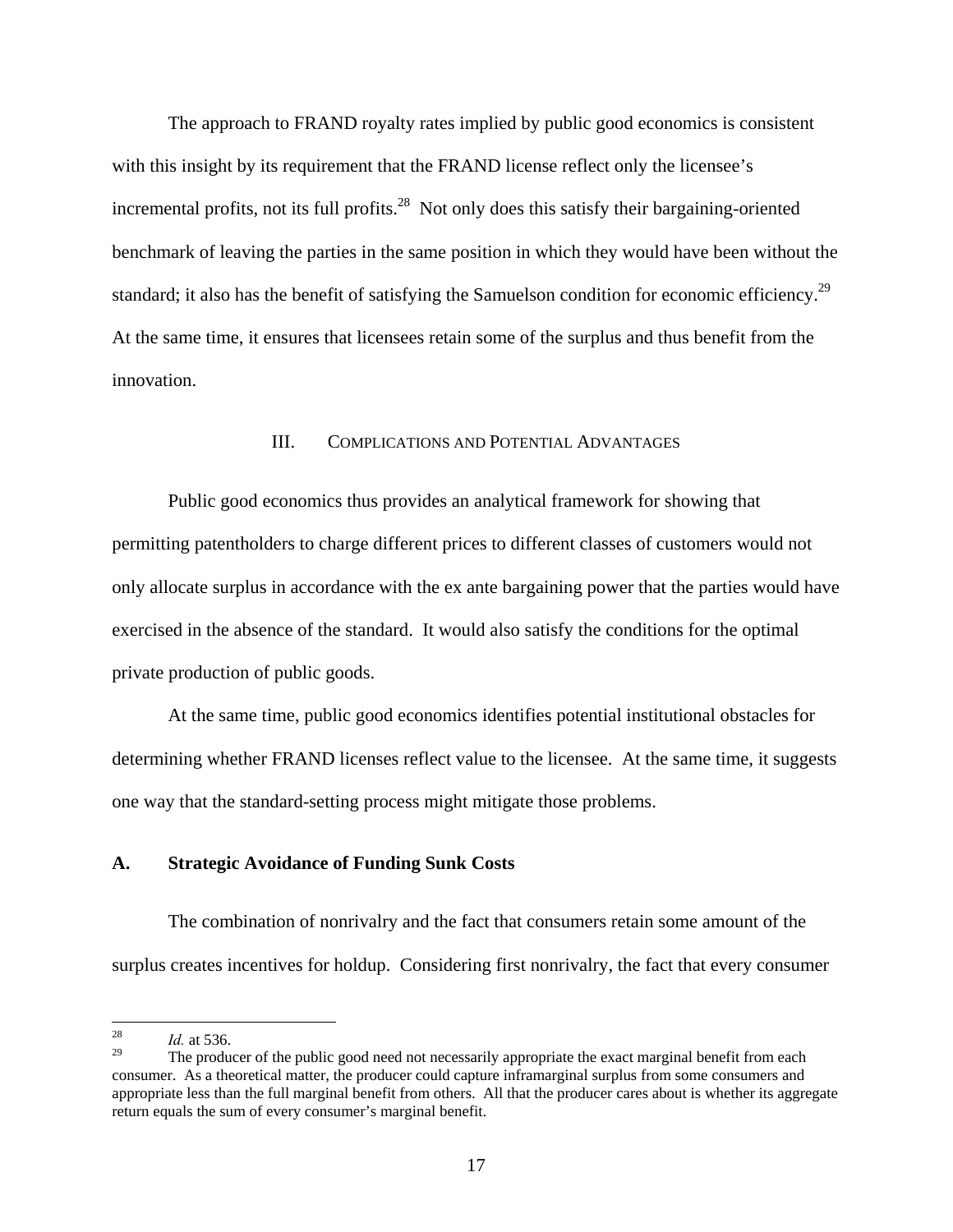The approach to FRAND royalty rates implied by public good economics is consistent with this insight by its requirement that the FRAND license reflect only the licensee's incremental profits, not its full profits.[28] Not only does this satisfy their bargaining-oriented benchmark of leaving the parties in the same position in which they would have been without the standard; it also has the benefit of satisfying the Samuelson condition for economic efficiency.[29] At the same time, it ensures that licensees retain some of the surplus and thus benefit from the innovation.

## III. Complications and Potential Advantages

Public good economics thus provides an analytical framework for showing that permitting patentholders to charge different prices to different classes of customers would not only allocate surplus in accordance with the ex ante bargaining power that the parties would have exercised in the absence of the standard. It would also satisfy the conditions for the optimal private production of public goods.

At the same time, public good economics identifies potential institutional obstacles for determining whether FRAND licenses reflect value to the licensee. At the same time, it suggests one way that the standard-setting process might mitigate those problems.

### A. Strategic Avoidance of Funding Sunk Costs

The combination of nonrivalry and the fact that consumers retain some amount of the surplus creates incentives for holdup. Considering first nonrivalry, the fact that every consumer

---

[28] *Id.* at 536.

[29] The producer of the public good need not necessarily appropriate the exact marginal benefit from each consumer. As a theoretical matter, the producer could capture inframarginal surplus from some consumers and appropriate less than the full marginal benefit from others. All that the producer cares about is whether its aggregate return equals the sum of every consumer's marginal benefit.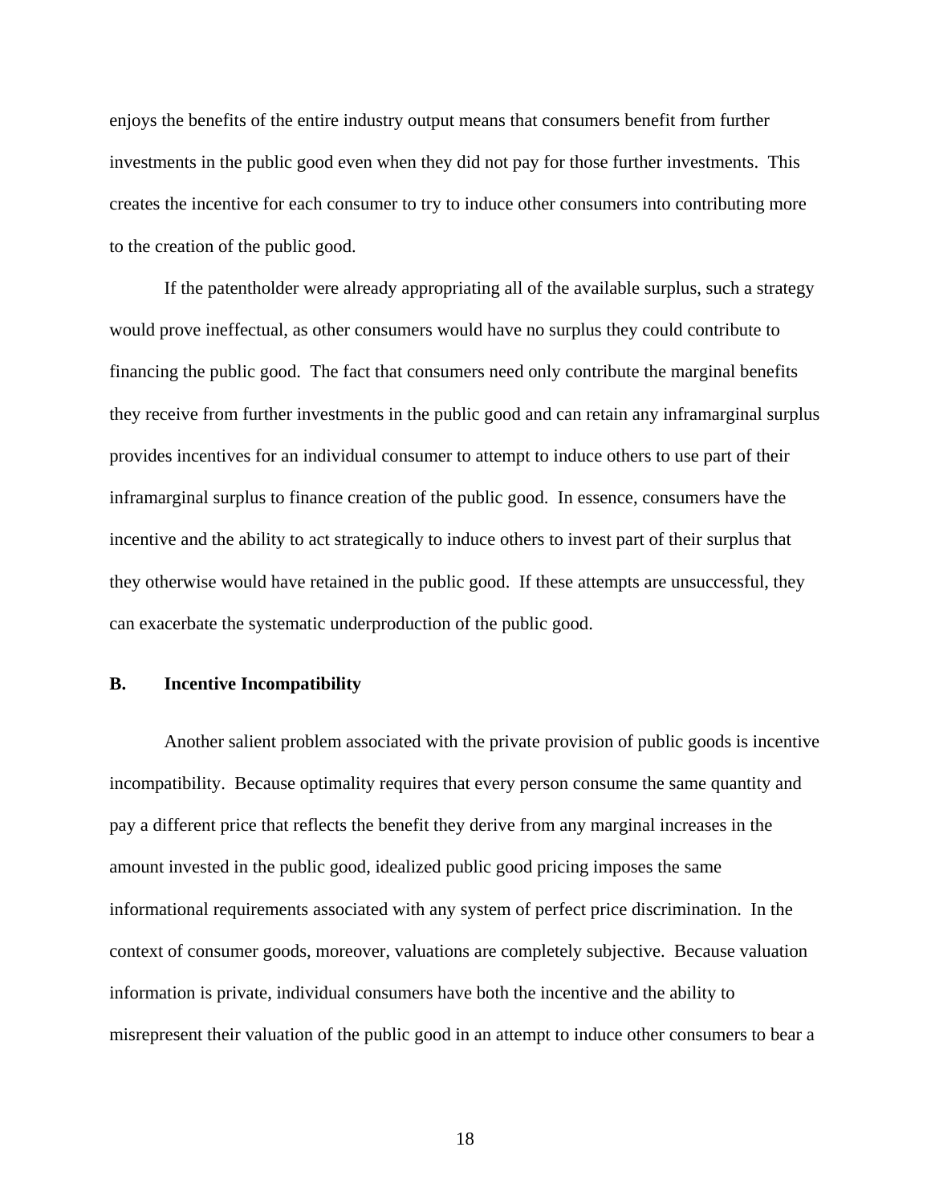enjoys the benefits of the entire industry output means that consumers benefit from further investments in the public good even when they did not pay for those further investments. This creates the incentive for each consumer to try to induce other consumers into contributing more to the creation of the public good.

If the patentholder were already appropriating all of the available surplus, such a strategy would prove ineffectual, as other consumers would have no surplus they could contribute to financing the public good. The fact that consumers need only contribute the marginal benefits they receive from further investments in the public good and can retain any inframarginal surplus provides incentives for an individual consumer to attempt to induce others to use part of their inframarginal surplus to finance creation of the public good. In essence, consumers have the incentive and the ability to act strategically to induce others to invest part of their surplus that they otherwise would have retained in the public good. If these attempts are unsuccessful, they can exacerbate the systematic underproduction of the public good.

### B. Incentive Incompatibility

Another salient problem associated with the private provision of public goods is incentive incompatibility. Because optimality requires that every person consume the same quantity and pay a different price that reflects the benefit they derive from any marginal increases in the amount invested in the public good, idealized public good pricing imposes the same informational requirements associated with any system of perfect price discrimination. In the context of consumer goods, moreover, valuations are completely subjective. Because valuation information is private, individual consumers have both the incentive and the ability to misrepresent their valuation of the public good in an attempt to induce other consumers to bear a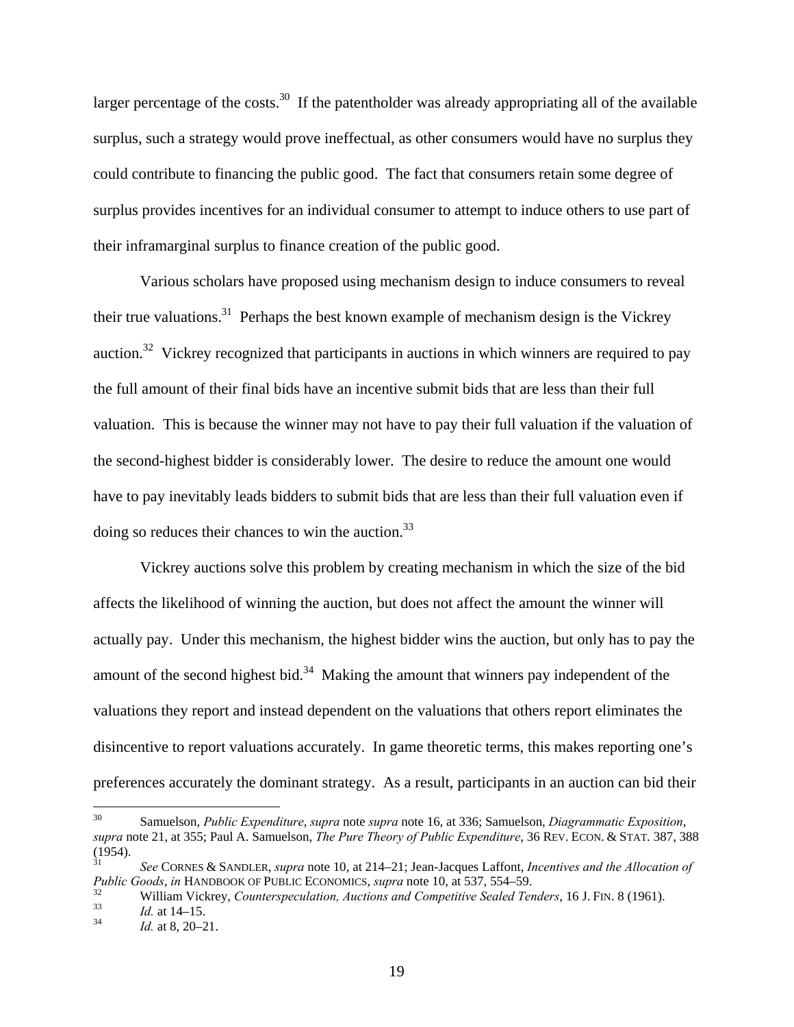larger percentage of the costs.[30] If the patentholder was already appropriating all of the available surplus, such a strategy would prove ineffectual, as other consumers would have no surplus they could contribute to financing the public good. The fact that consumers retain some degree of surplus provides incentives for an individual consumer to attempt to induce others to use part of their inframarginal surplus to finance creation of the public good.

Various scholars have proposed using mechanism design to induce consumers to reveal their true valuations.[31] Perhaps the best known example of mechanism design is the Vickrey auction.[32] Vickrey recognized that participants in auctions in which winners are required to pay the full amount of their final bids have an incentive submit bids that are less than their full valuation. This is because the winner may not have to pay their full valuation if the valuation of the second-highest bidder is considerably lower. The desire to reduce the amount one would have to pay inevitably leads bidders to submit bids that are less than their full valuation even if doing so reduces their chances to win the auction.[33]

Vickrey auctions solve this problem by creating mechanism in which the size of the bid affects the likelihood of winning the auction, but does not affect the amount the winner will actually pay. Under this mechanism, the highest bidder wins the auction, but only has to pay the amount of the second highest bid.[34] Making the amount that winners pay independent of the valuations they report and instead dependent on the valuations that others report eliminates the disincentive to report valuations accurately. In game theoretic terms, this makes reporting one's preferences accurately the dominant strategy. As a result, participants in an auction can bid their

---

[30] Samuelson, *Public Expenditure*, *supra* note *supra* note 16, at 336; Samuelson, *Diagrammatic Exposition*, *supra* note 21, at 355; Paul A. Samuelson, *The Pure Theory of Public Expenditure*, 36 REV. ECON. & STAT. 387, 388 (1954).

[31] *See* CORNES & SANDLER, *supra* note 10, at 214–21; Jean-Jacques Laffont, *Incentives and the Allocation of Public Goods*, *in* HANDBOOK OF PUBLIC ECONOMICS, *supra* note 10, at 537, 554–59.

[32] William Vickrey, *Counterspeculation, Auctions and Competitive Sealed Tenders*, 16 J. FIN. 8 (1961).

[33] *Id.* at 14–15.

[34] *Id.* at 8, 20–21.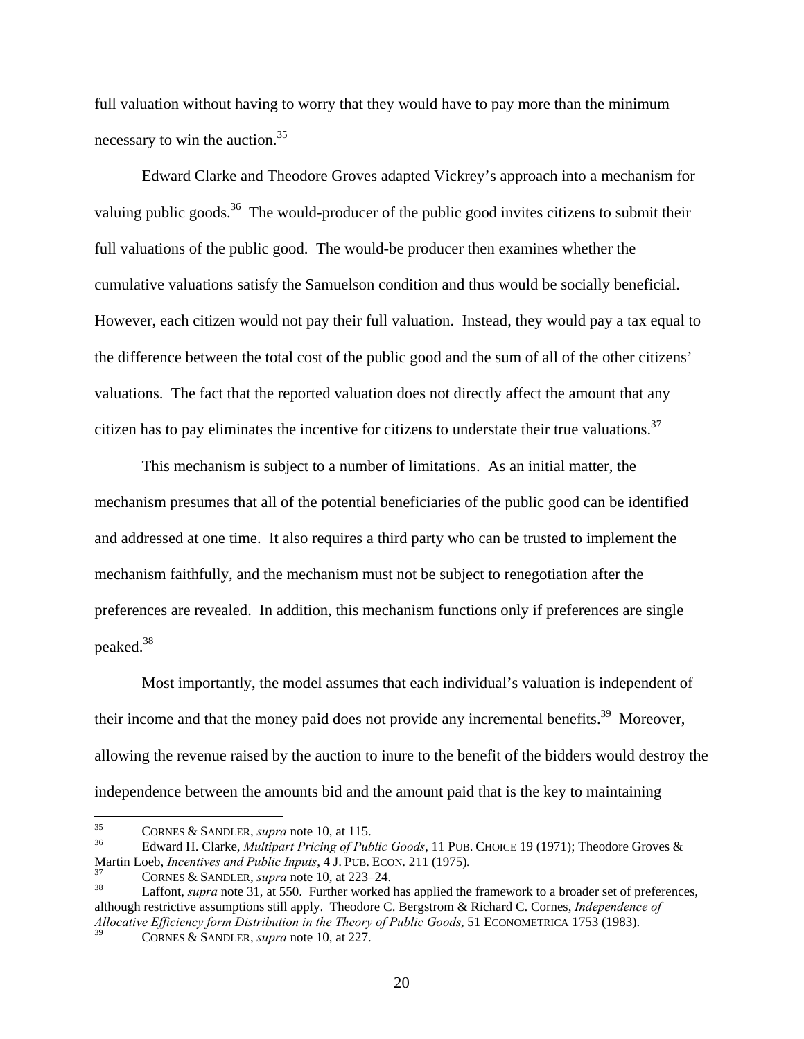full valuation without having to worry that they would have to pay more than the minimum necessary to win the auction.[35]

Edward Clarke and Theodore Groves adapted Vickrey's approach into a mechanism for valuing public goods.[36] The would-producer of the public good invites citizens to submit their full valuations of the public good. The would-be producer then examines whether the cumulative valuations satisfy the Samuelson condition and thus would be socially beneficial. However, each citizen would not pay their full valuation. Instead, they would pay a tax equal to the difference between the total cost of the public good and the sum of all of the other citizens' valuations. The fact that the reported valuation does not directly affect the amount that any citizen has to pay eliminates the incentive for citizens to understate their true valuations.[37]

This mechanism is subject to a number of limitations. As an initial matter, the mechanism presumes that all of the potential beneficiaries of the public good can be identified and addressed at one time. It also requires a third party who can be trusted to implement the mechanism faithfully, and the mechanism must not be subject to renegotiation after the preferences are revealed. In addition, this mechanism functions only if preferences are single peaked.[38]

Most importantly, the model assumes that each individual's valuation is independent of their income and that the money paid does not provide any incremental benefits.[39] Moreover, allowing the revenue raised by the auction to inure to the benefit of the bidders would destroy the independence between the amounts bid and the amount paid that is the key to maintaining

---

[35] CORNES & SANDLER, *supra* note 10, at 115.

[36] Edward H. Clarke, *Multipart Pricing of Public Goods*, 11 PUB. CHOICE 19 (1971); Theodore Groves & Martin Loeb, *Incentives and Public Inputs*, 4 J. PUB. ECON. 211 (1975).

[37] CORNES & SANDLER, *supra* note 10, at 223–24.

[38] Laffont, *supra* note 31, at 550. Further worked has applied the framework to a broader set of preferences, although restrictive assumptions still apply. Theodore C. Bergstrom & Richard C. Cornes, *Independence of Allocative Efficiency form Distribution in the Theory of Public Goods*, 51 ECONOMETRICA 1753 (1983).

[39] CORNES & SANDLER, *supra* note 10, at 227.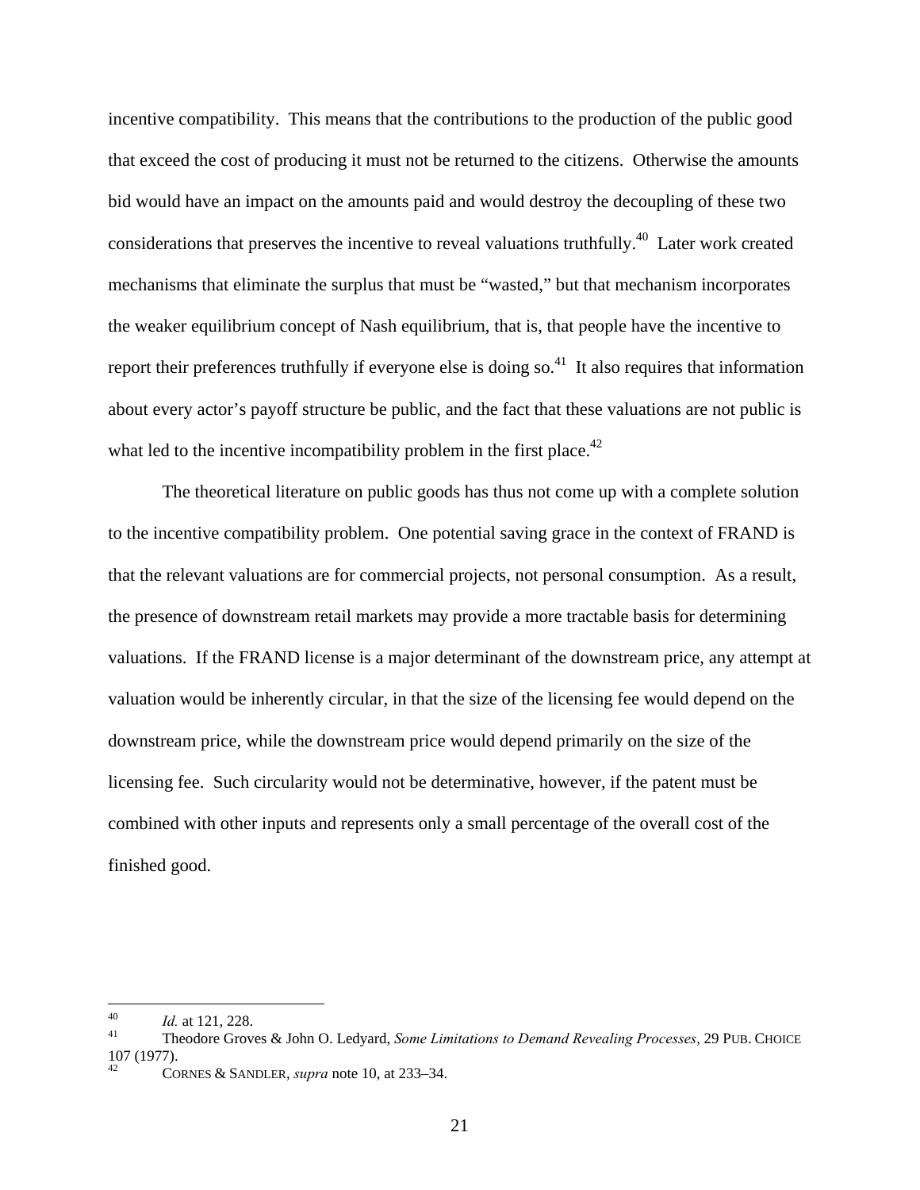incentive compatibility. This means that the contributions to the production of the public good that exceed the cost of producing it must not be returned to the citizens. Otherwise the amounts bid would have an impact on the amounts paid and would destroy the decoupling of these two considerations that preserves the incentive to reveal valuations truthfully.[40] Later work created mechanisms that eliminate the surplus that must be "wasted," but that mechanism incorporates the weaker equilibrium concept of Nash equilibrium, that is, that people have the incentive to report their preferences truthfully if everyone else is doing so.[41] It also requires that information about every actor's payoff structure be public, and the fact that these valuations are not public is what led to the incentive incompatibility problem in the first place.[42]

The theoretical literature on public goods has thus not come up with a complete solution to the incentive compatibility problem. One potential saving grace in the context of FRAND is that the relevant valuations are for commercial projects, not personal consumption. As a result, the presence of downstream retail markets may provide a more tractable basis for determining valuations. If the FRAND license is a major determinant of the downstream price, any attempt at valuation would be inherently circular, in that the size of the licensing fee would depend on the downstream price, while the downstream price would depend primarily on the size of the licensing fee. Such circularity would not be determinative, however, if the patent must be combined with other inputs and represents only a small percentage of the overall cost of the finished good.

---

[40] *Id.* at 121, 228.

[41] Theodore Groves & John O. Ledyard, *Some Limitations to Demand Revealing Processes*, 29 PUB. CHOICE 107 (1977).

[42] CORNES & SANDLER, *supra* note 10, at 233–34.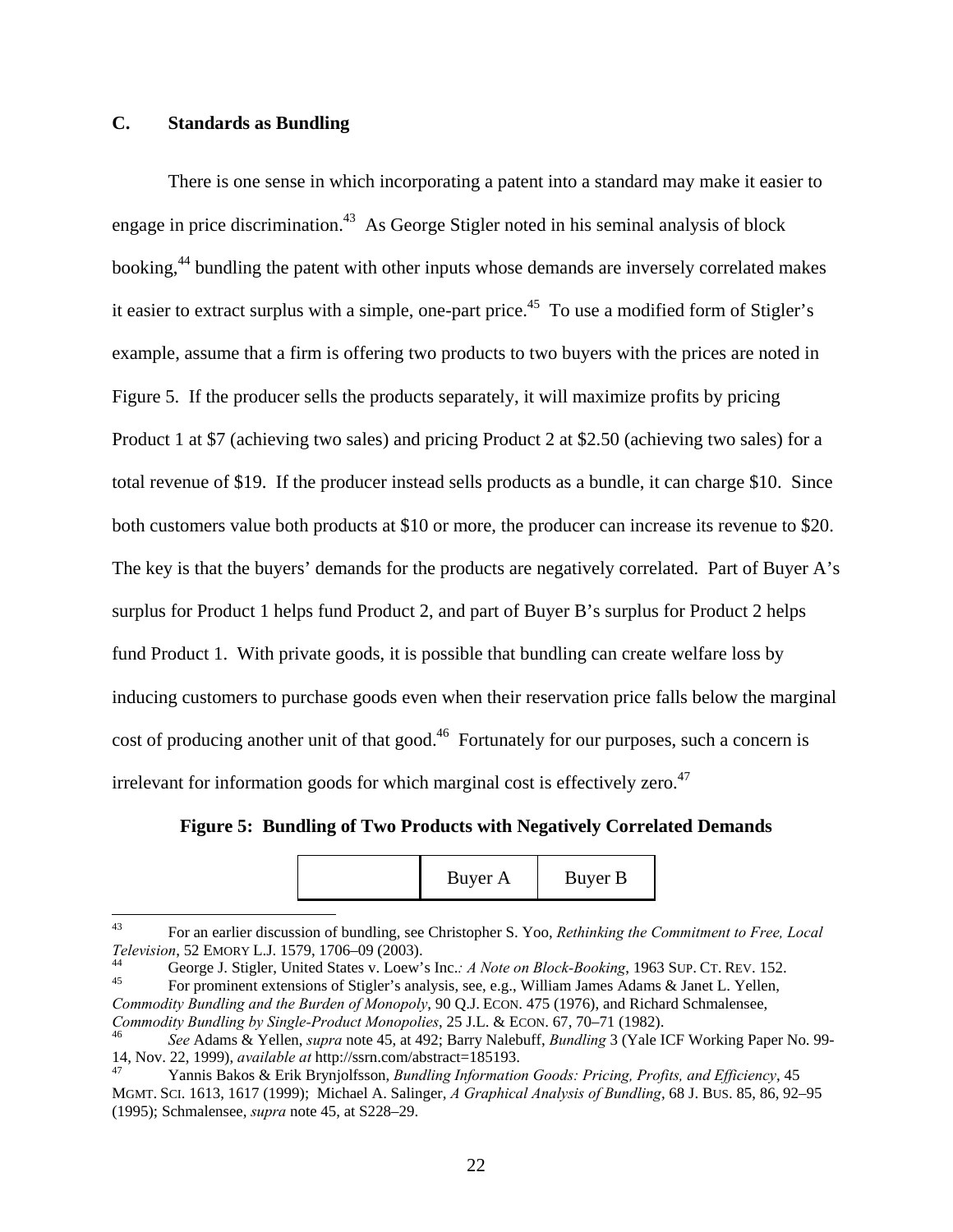### C. Standards as Bundling

There is one sense in which incorporating a patent into a standard may make it easier to engage in price discrimination.[43] As George Stigler noted in his seminal analysis of block booking,[44] bundling the patent with other inputs whose demands are inversely correlated makes it easier to extract surplus with a simple, one-part price.[45] To use a modified form of Stigler's example, assume that a firm is offering two products to two buyers with the prices are noted in Figure 5. If the producer sells the products separately, it will maximize profits by pricing Product 1 at $7 (achieving two sales) and pricing Product 2 at $2.50 (achieving two sales) for a total revenue of $19. If the producer instead sells products as a bundle, it can charge $10. Since both customers value both products at $10 or more, the producer can increase its revenue to $20. The key is that the buyers' demands for the products are negatively correlated. Part of Buyer A's surplus for Product 1 helps fund Product 2, and part of Buyer B's surplus for Product 2 helps fund Product 1. With private goods, it is possible that bundling can create welfare loss by inducing customers to purchase goods even when their reservation price falls below the marginal cost of producing another unit of that good.[46] Fortunately for our purposes, such a concern is irrelevant for information goods for which marginal cost is effectively zero.[47]

**Figure 5: Bundling of Two Products with Negatively Correlated Demands**

| | Buyer A | Buyer B |
|---|---|---|

[43] For an earlier discussion of bundling, see Christopher S. Yoo, *Rethinking the Commitment to Free, Local Television*, 52 EMORY L.J. 1579, 1706–09 (2003).

[44] George J. Stigler, United States v. Loew's Inc.*: A Note on Block-Booking*, 1963 SUP. CT. REV. 152.

[45] For prominent extensions of Stigler's analysis, see, e.g., William James Adams & Janet L. Yellen, *Commodity Bundling and the Burden of Monopoly*, 90 Q.J. ECON. 475 (1976), and Richard Schmalensee, *Commodity Bundling by Single-Product Monopolies*, 25 J.L. & ECON. 67, 70–71 (1982).

[46] *See* Adams & Yellen, *supra* note 45, at 492; Barry Nalebuff, *Bundling* 3 (Yale ICF Working Paper No. 99-14, Nov. 22, 1999), *available at* http://ssrn.com/abstract=185193.

[47] Yannis Bakos & Erik Brynjolfsson, *Bundling Information Goods: Pricing, Profits, and Efficiency*, 45 MGMT. SCI. 1613, 1617 (1999); Michael A. Salinger, *A Graphical Analysis of Bundling*, 68 J. BUS. 85, 86, 92–95 (1995); Schmalensee, *supra* note 45, at S228–29.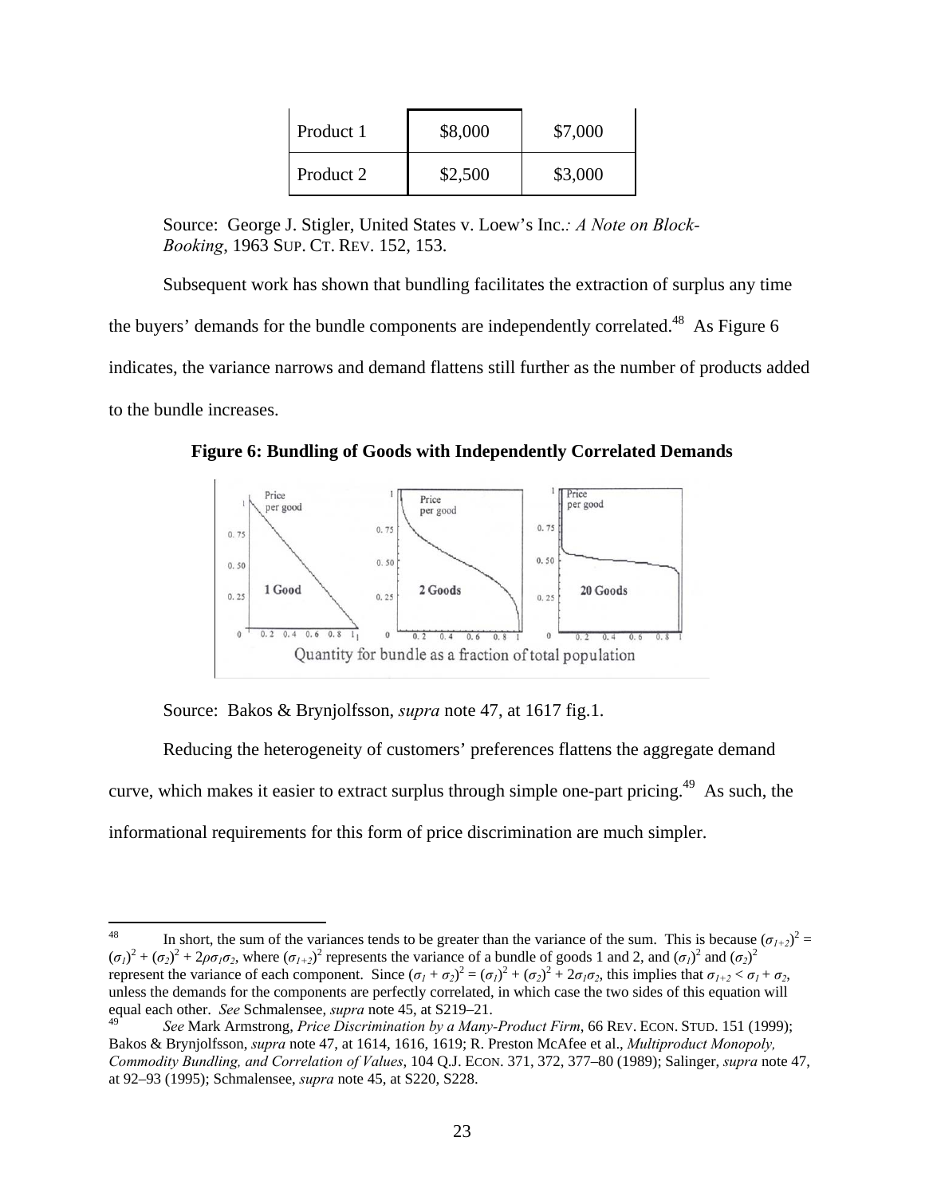| Product 1 | $8,000 | $7,000 |
|---|---|---|
| Product 2 | $2,500 | $3,000 |

Source: George J. Stigler, United States v. Loew's Inc.*: A Note on Block-Booking*, 1963 SUP. CT. REV. 152, 153.

Subsequent work has shown that bundling facilitates the extraction of surplus any time the buyers' demands for the bundle components are independently correlated.[48] As Figure 6 indicates, the variance narrows and demand flattens still further as the number of products added to the bundle increases.

**Figure 6: Bundling of Goods with Independently Correlated Demands**

Source: Bakos & Brynjolfsson, *supra* note 47, at 1617 fig.1.

Reducing the heterogeneity of customers' preferences flattens the aggregate demand curve, which makes it easier to extract surplus through simple one-part pricing.[49] As such, the informational requirements for this form of price discrimination are much simpler.

---

[48] In short, the sum of the variances tends to be greater than the variance of the sum. This is because $(\sigma_{1+2})^2 = (\sigma_1)^2 + (\sigma_2)^2 + 2\rho\sigma_1\sigma_2$, where $(\sigma_{1+2})^2$ represents the variance of a bundle of goods 1 and 2, and $(\sigma_1)^2$ and $(\sigma_2)^2$ represent the variance of each component. Since $(\sigma_1 + \sigma_2)^2 = (\sigma_1)^2 + (\sigma_2)^2 + 2\sigma_1\sigma_2$, this implies that $\sigma_{1+2} < \sigma_1 + \sigma_2$, unless the demands for the components are perfectly correlated, in which case the two sides of this equation will equal each other. *See* Schmalensee, *supra* note 45, at S219–21.

[49] *See* Mark Armstrong, *Price Discrimination by a Many-Product Firm*, 66 REV. ECON. STUD. 151 (1999); Bakos & Brynjolfsson, *supra* note 47, at 1614, 1616, 1619; R. Preston McAfee et al., *Multiproduct Monopoly, Commodity Bundling, and Correlation of Values*, 104 Q.J. ECON. 371, 372, 377–80 (1989); Salinger, *supra* note 47, at 92–93 (1995); Schmalensee, *supra* note 45, at S220, S228.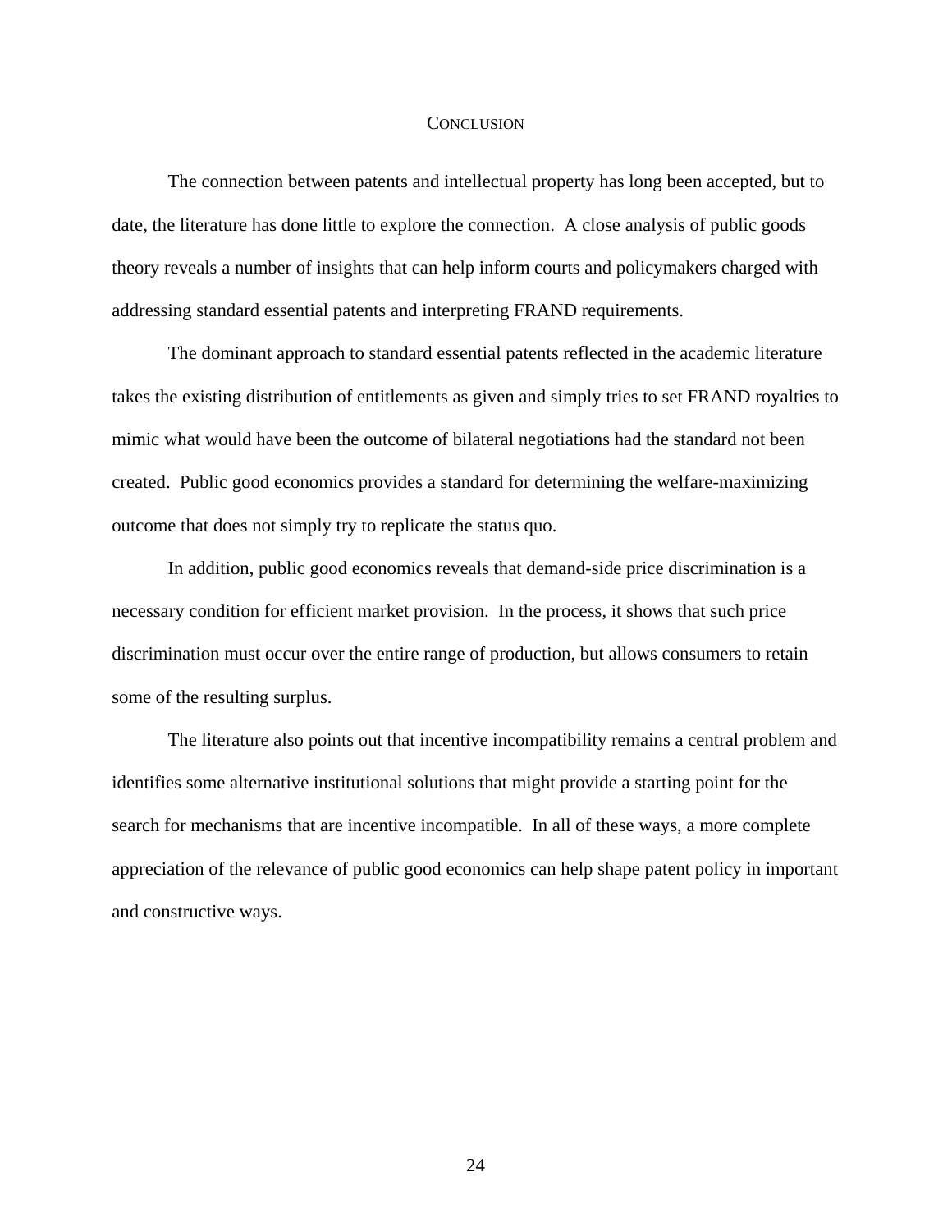# CONCLUSION

The connection between patents and intellectual property has long been accepted, but to date, the literature has done little to explore the connection. A close analysis of public goods theory reveals a number of insights that can help inform courts and policymakers charged with addressing standard essential patents and interpreting FRAND requirements.

The dominant approach to standard essential patents reflected in the academic literature takes the existing distribution of entitlements as given and simply tries to set FRAND royalties to mimic what would have been the outcome of bilateral negotiations had the standard not been created. Public good economics provides a standard for determining the welfare-maximizing outcome that does not simply try to replicate the status quo.

In addition, public good economics reveals that demand-side price discrimination is a necessary condition for efficient market provision. In the process, it shows that such price discrimination must occur over the entire range of production, but allows consumers to retain some of the resulting surplus.

The literature also points out that incentive incompatibility remains a central problem and identifies some alternative institutional solutions that might provide a starting point for the search for mechanisms that are incentive incompatible. In all of these ways, a more complete appreciation of the relevance of public good economics can help shape patent policy in important and constructive ways.